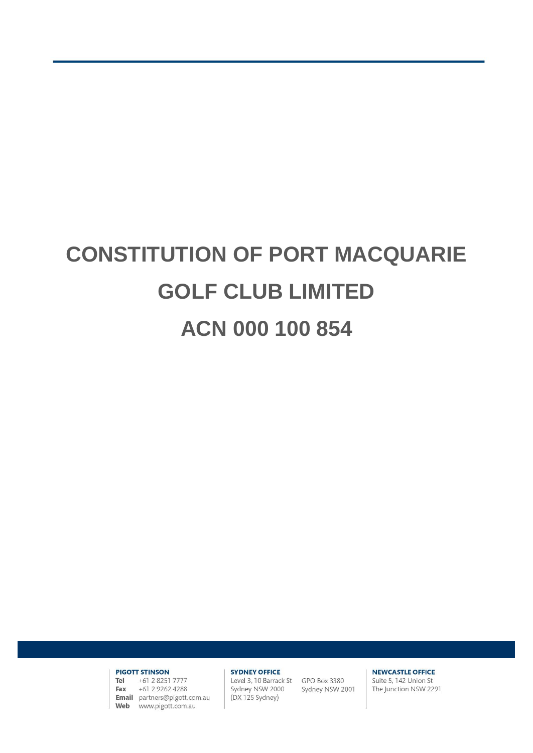# CONSTITUTION OF PORT MACQUARIE GOLF CLUB LIMITED

# ACN 000 100 854

**PIGOTT STINSON**
**Tel** +61 2 8251 7777
**Fax** +61 2 9262 4288
**Email** partners@pigott.com.au
**Web** www.pigott.com.au

**SYDNEY OFFICE**
Level 3, 10 Barrack St
Sydney NSW 2000
(DX 125 Sydney)

GPO Box 3380
Sydney NSW 2001

**NEWCASTLE OFFICE**
Suite 5, 142 Union St
The Junction NSW 2291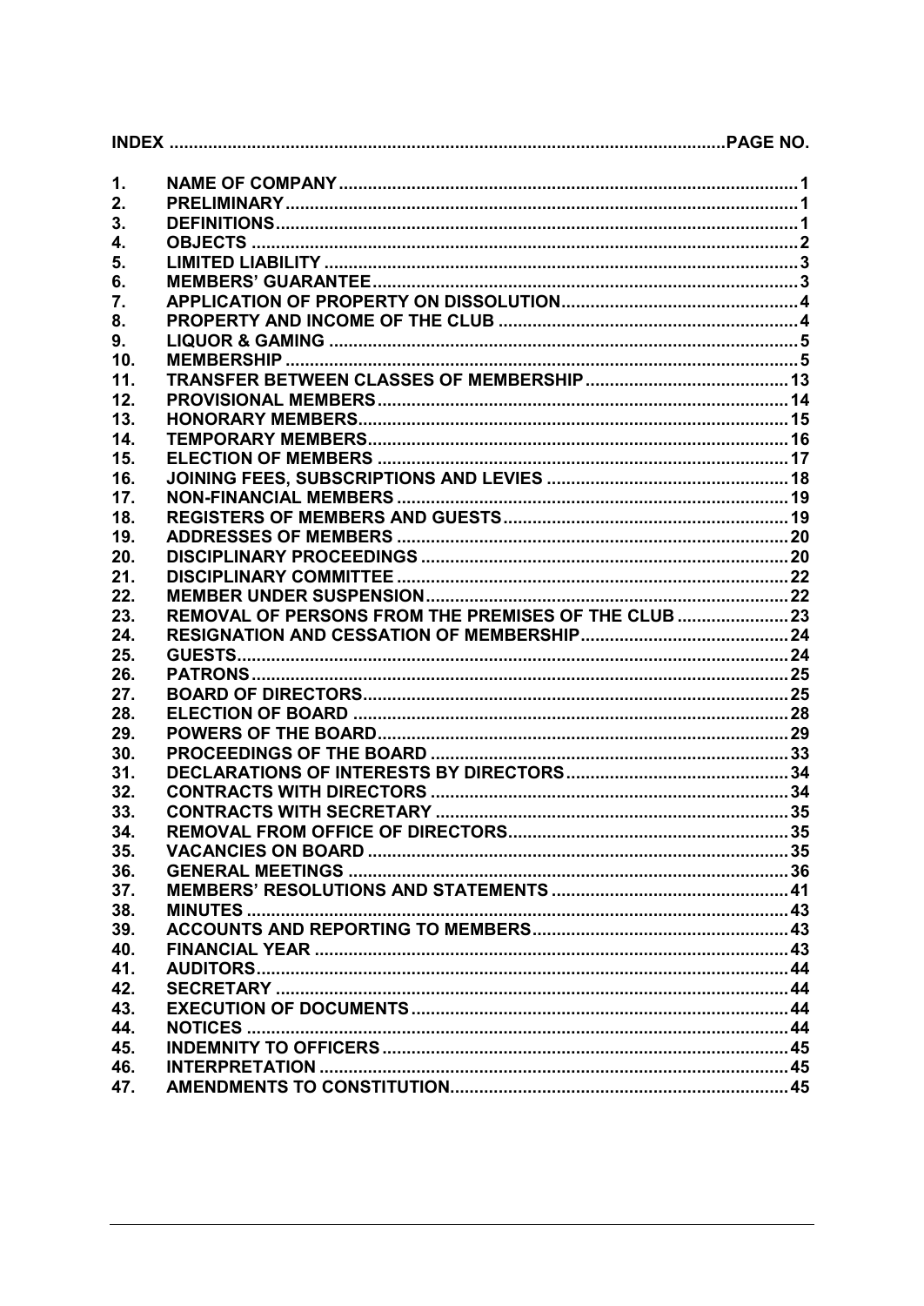| INDEX | | PAGE NO. |
|---|---|---|
| 1. | NAME OF COMPANY | 1 |
| 2. | PRELIMINARY | 1 |
| 3. | DEFINITIONS | 1 |
| 4. | OBJECTS | 2 |
| 5. | LIMITED LIABILITY | 3 |
| 6. | MEMBERS' GUARANTEE | 3 |
| 7. | APPLICATION OF PROPERTY ON DISSOLUTION | 4 |
| 8. | PROPERTY AND INCOME OF THE CLUB | 4 |
| 9. | LIQUOR & GAMING | 5 |
| 10. | MEMBERSHIP | 5 |
| 11. | TRANSFER BETWEEN CLASSES OF MEMBERSHIP | 13 |
| 12. | PROVISIONAL MEMBERS | 14 |
| 13. | HONORARY MEMBERS | 15 |
| 14. | TEMPORARY MEMBERS | 16 |
| 15. | ELECTION OF MEMBERS | 17 |
| 16. | JOINING FEES, SUBSCRIPTIONS AND LEVIES | 18 |
| 17. | NON-FINANCIAL MEMBERS | 19 |
| 18. | REGISTERS OF MEMBERS AND GUESTS | 19 |
| 19. | ADDRESSES OF MEMBERS | 20 |
| 20. | DISCIPLINARY PROCEEDINGS | 20 |
| 21. | DISCIPLINARY COMMITTEE | 22 |
| 22. | MEMBER UNDER SUSPENSION | 22 |
| 23. | REMOVAL OF PERSONS FROM THE PREMISES OF THE CLUB | 23 |
| 24. | RESIGNATION AND CESSATION OF MEMBERSHIP | 24 |
| 25. | GUESTS | 24 |
| 26. | PATRONS | 25 |
| 27. | BOARD OF DIRECTORS | 25 |
| 28. | ELECTION OF BOARD | 28 |
| 29. | POWERS OF THE BOARD | 29 |
| 30. | PROCEEDINGS OF THE BOARD | 33 |
| 31. | DECLARATIONS OF INTERESTS BY DIRECTORS | 34 |
| 32. | CONTRACTS WITH DIRECTORS | 34 |
| 33. | CONTRACTS WITH SECRETARY | 35 |
| 34. | REMOVAL FROM OFFICE OF DIRECTORS | 35 |
| 35. | VACANCIES ON BOARD | 35 |
| 36. | GENERAL MEETINGS | 36 |
| 37. | MEMBERS' RESOLUTIONS AND STATEMENTS | 41 |
| 38. | MINUTES | 43 |
| 39. | ACCOUNTS AND REPORTING TO MEMBERS | 43 |
| 40. | FINANCIAL YEAR | 43 |
| 41. | AUDITORS | 44 |
| 42. | SECRETARY | 44 |
| 43. | EXECUTION OF DOCUMENTS | 44 |
| 44. | NOTICES | 44 |
| 45. | INDEMNITY TO OFFICERS | 45 |
| 46. | INTERPRETATION | 45 |
| 47. | AMENDMENTS TO CONSTITUTION | 45 |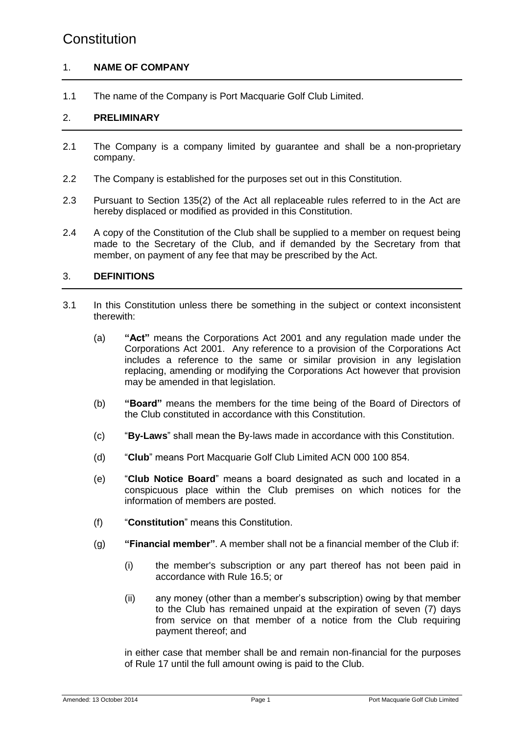# Constitution

## 1. NAME OF COMPANY

1.1 The name of the Company is Port Macquarie Golf Club Limited.

## 2. PRELIMINARY

2.1 The Company is a company limited by guarantee and shall be a non-proprietary company.

2.2 The Company is established for the purposes set out in this Constitution.

2.3 Pursuant to Section 135(2) of the Act all replaceable rules referred to in the Act are hereby displaced or modified as provided in this Constitution.

2.4 A copy of the Constitution of the Club shall be supplied to a member on request being made to the Secretary of the Club, and if demanded by the Secretary from that member, on payment of any fee that may be prescribed by the Act.

## 3. DEFINITIONS

3.1 In this Constitution unless there be something in the subject or context inconsistent therewith:

(a) **"Act"** means the Corporations Act 2001 and any regulation made under the Corporations Act 2001. Any reference to a provision of the Corporations Act includes a reference to the same or similar provision in any legislation replacing, amending or modifying the Corporations Act however that provision may be amended in that legislation.

(b) **"Board"** means the members for the time being of the Board of Directors of the Club constituted in accordance with this Constitution.

(c) "**By-Laws**" shall mean the By-laws made in accordance with this Constitution.

(d) "**Club**" means Port Macquarie Golf Club Limited ACN 000 100 854.

(e) "**Club Notice Board**" means a board designated as such and located in a conspicuous place within the Club premises on which notices for the information of members are posted.

(f) "**Constitution**" means this Constitution.

(g) **"Financial member"**. A member shall not be a financial member of the Club if:

(i) the member's subscription or any part thereof has not been paid in accordance with Rule 16.5; or

(ii) any money (other than a member's subscription) owing by that member to the Club has remained unpaid at the expiration of seven (7) days from service on that member of a notice from the Club requiring payment thereof; and

in either case that member shall be and remain non-financial for the purposes of Rule 17 until the full amount owing is paid to the Club.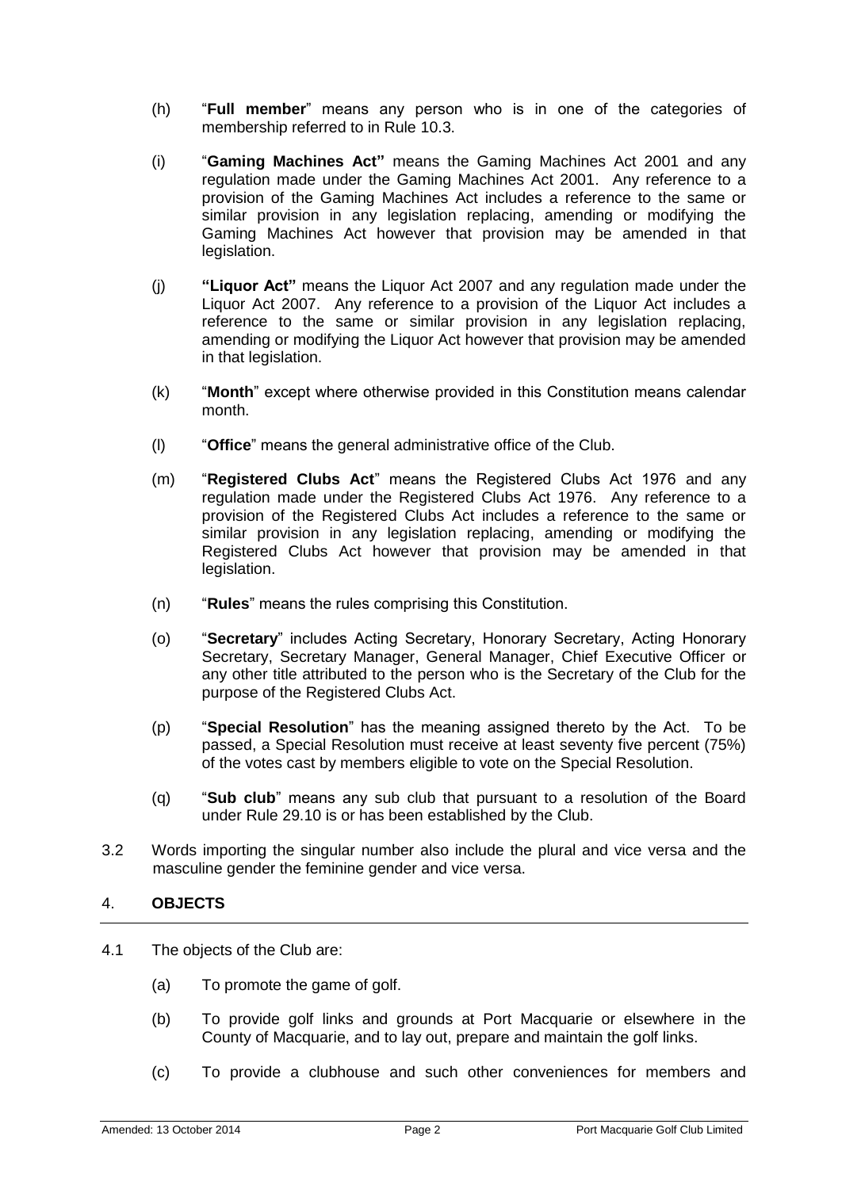(h) "**Full member**" means any person who is in one of the categories of membership referred to in Rule 10.3.

(i) "**Gaming Machines Act"** means the Gaming Machines Act 2001 and any regulation made under the Gaming Machines Act 2001. Any reference to a provision of the Gaming Machines Act includes a reference to the same or similar provision in any legislation replacing, amending or modifying the Gaming Machines Act however that provision may be amended in that legislation.

(j) **"Liquor Act"** means the Liquor Act 2007 and any regulation made under the Liquor Act 2007. Any reference to a provision of the Liquor Act includes a reference to the same or similar provision in any legislation replacing, amending or modifying the Liquor Act however that provision may be amended in that legislation.

(k) "**Month**" except where otherwise provided in this Constitution means calendar month.

(l) "**Office**" means the general administrative office of the Club.

(m) "**Registered Clubs Act**" means the Registered Clubs Act 1976 and any regulation made under the Registered Clubs Act 1976. Any reference to a provision of the Registered Clubs Act includes a reference to the same or similar provision in any legislation replacing, amending or modifying the Registered Clubs Act however that provision may be amended in that legislation.

(n) "**Rules**" means the rules comprising this Constitution.

(o) "**Secretary**" includes Acting Secretary, Honorary Secretary, Acting Honorary Secretary, Secretary Manager, General Manager, Chief Executive Officer or any other title attributed to the person who is the Secretary of the Club for the purpose of the Registered Clubs Act.

(p) "**Special Resolution**" has the meaning assigned thereto by the Act. To be passed, a Special Resolution must receive at least seventy five percent (75%) of the votes cast by members eligible to vote on the Special Resolution.

(q) "**Sub club**" means any sub club that pursuant to a resolution of the Board under Rule 29.10 is or has been established by the Club.

3.2 Words importing the singular number also include the plural and vice versa and the masculine gender the feminine gender and vice versa.

## 4. **OBJECTS**

4.1 The objects of the Club are:

(a) To promote the game of golf.

(b) To provide golf links and grounds at Port Macquarie or elsewhere in the County of Macquarie, and to lay out, prepare and maintain the golf links.

(c) To provide a clubhouse and such other conveniences for members and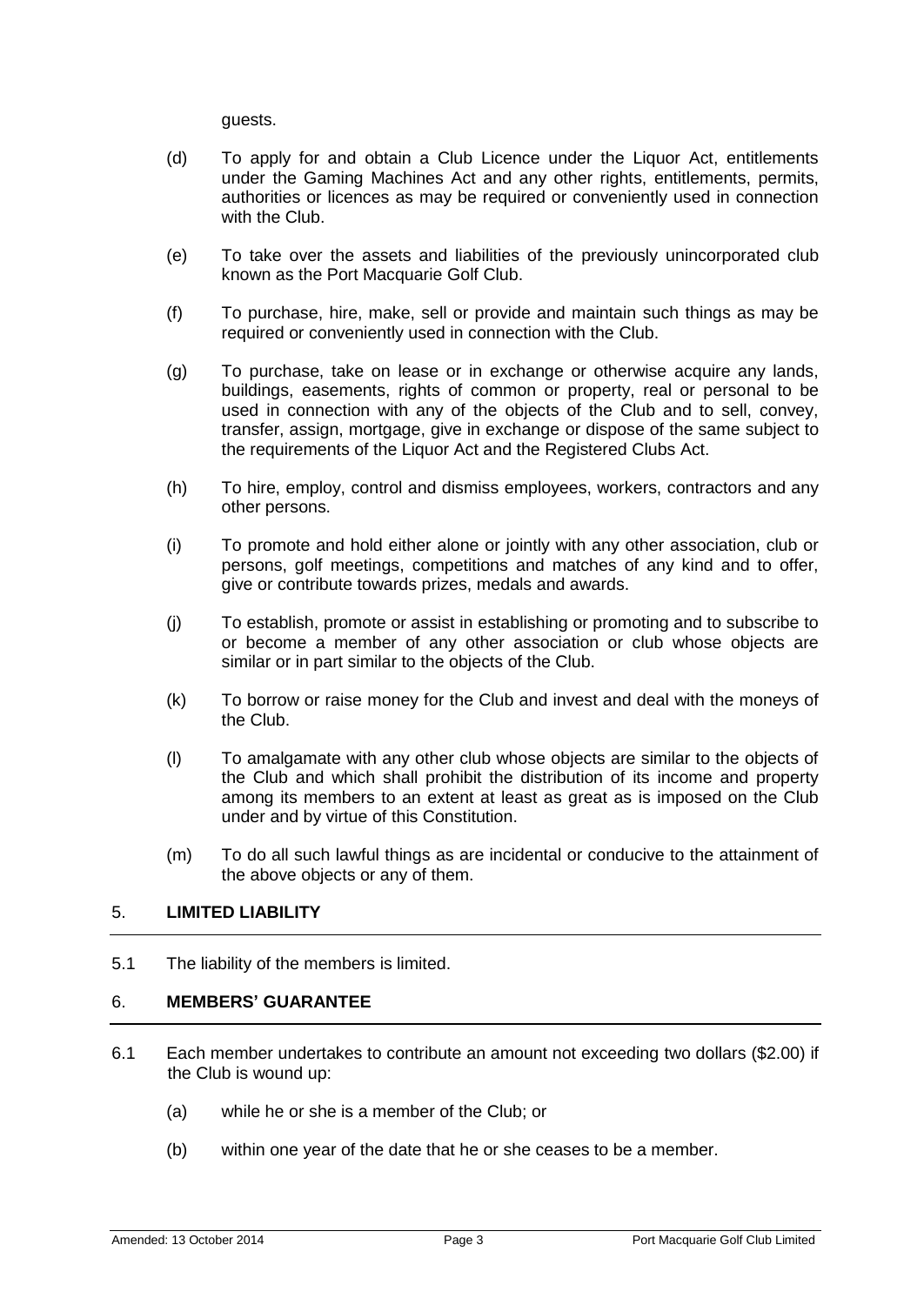guests.

(d) To apply for and obtain a Club Licence under the Liquor Act, entitlements under the Gaming Machines Act and any other rights, entitlements, permits, authorities or licences as may be required or conveniently used in connection with the Club.

(e) To take over the assets and liabilities of the previously unincorporated club known as the Port Macquarie Golf Club.

(f) To purchase, hire, make, sell or provide and maintain such things as may be required or conveniently used in connection with the Club.

(g) To purchase, take on lease or in exchange or otherwise acquire any lands, buildings, easements, rights of common or property, real or personal to be used in connection with any of the objects of the Club and to sell, convey, transfer, assign, mortgage, give in exchange or dispose of the same subject to the requirements of the Liquor Act and the Registered Clubs Act.

(h) To hire, employ, control and dismiss employees, workers, contractors and any other persons.

(i) To promote and hold either alone or jointly with any other association, club or persons, golf meetings, competitions and matches of any kind and to offer, give or contribute towards prizes, medals and awards.

(j) To establish, promote or assist in establishing or promoting and to subscribe to or become a member of any other association or club whose objects are similar or in part similar to the objects of the Club.

(k) To borrow or raise money for the Club and invest and deal with the moneys of the Club.

(l) To amalgamate with any other club whose objects are similar to the objects of the Club and which shall prohibit the distribution of its income and property among its members to an extent at least as great as is imposed on the Club under and by virtue of this Constitution.

(m) To do all such lawful things as are incidental or conducive to the attainment of the above objects or any of them.

## 5. LIMITED LIABILITY

5.1 The liability of the members is limited.

## 6. MEMBERS' GUARANTEE

6.1 Each member undertakes to contribute an amount not exceeding two dollars ($2.00) if the Club is wound up:

(a) while he or she is a member of the Club; or

(b) within one year of the date that he or she ceases to be a member.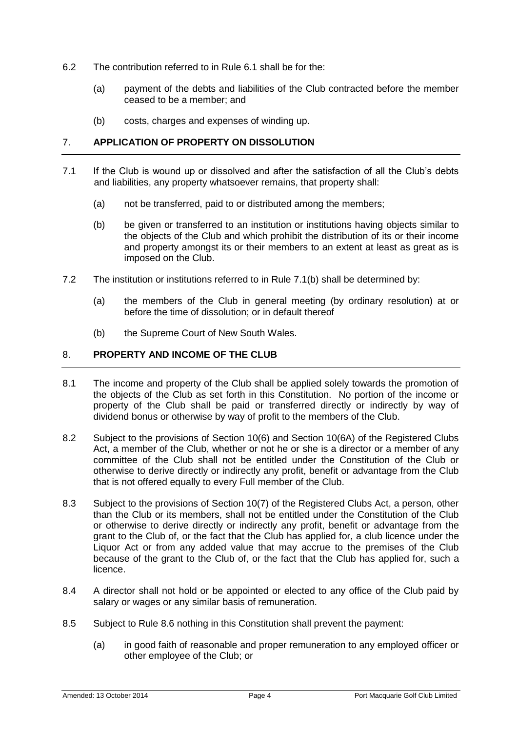6.2 The contribution referred to in Rule 6.1 shall be for the:

(a) payment of the debts and liabilities of the Club contracted before the member ceased to be a member; and

(b) costs, charges and expenses of winding up.

## 7. APPLICATION OF PROPERTY ON DISSOLUTION

7.1 If the Club is wound up or dissolved and after the satisfaction of all the Club's debts and liabilities, any property whatsoever remains, that property shall:

(a) not be transferred, paid to or distributed among the members;

(b) be given or transferred to an institution or institutions having objects similar to the objects of the Club and which prohibit the distribution of its or their income and property amongst its or their members to an extent at least as great as is imposed on the Club.

7.2 The institution or institutions referred to in Rule 7.1(b) shall be determined by:

(a) the members of the Club in general meeting (by ordinary resolution) at or before the time of dissolution; or in default thereof

(b) the Supreme Court of New South Wales.

## 8. PROPERTY AND INCOME OF THE CLUB

8.1 The income and property of the Club shall be applied solely towards the promotion of the objects of the Club as set forth in this Constitution. No portion of the income or property of the Club shall be paid or transferred directly or indirectly by way of dividend bonus or otherwise by way of profit to the members of the Club.

8.2 Subject to the provisions of Section 10(6) and Section 10(6A) of the Registered Clubs Act, a member of the Club, whether or not he or she is a director or a member of any committee of the Club shall not be entitled under the Constitution of the Club or otherwise to derive directly or indirectly any profit, benefit or advantage from the Club that is not offered equally to every Full member of the Club.

8.3 Subject to the provisions of Section 10(7) of the Registered Clubs Act, a person, other than the Club or its members, shall not be entitled under the Constitution of the Club or otherwise to derive directly or indirectly any profit, benefit or advantage from the grant to the Club of, or the fact that the Club has applied for, a club licence under the Liquor Act or from any added value that may accrue to the premises of the Club because of the grant to the Club of, or the fact that the Club has applied for, such a licence.

8.4 A director shall not hold or be appointed or elected to any office of the Club paid by salary or wages or any similar basis of remuneration.

8.5 Subject to Rule 8.6 nothing in this Constitution shall prevent the payment:

(a) in good faith of reasonable and proper remuneration to any employed officer or other employee of the Club; or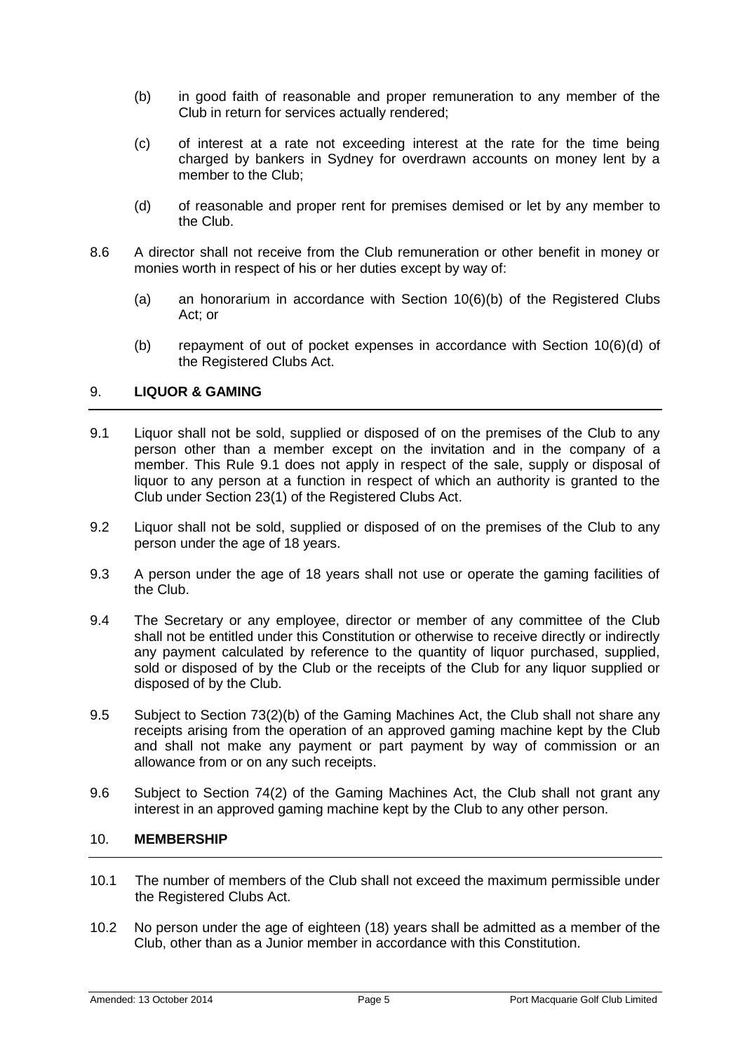(b) in good faith of reasonable and proper remuneration to any member of the Club in return for services actually rendered;

(c) of interest at a rate not exceeding interest at the rate for the time being charged by bankers in Sydney for overdrawn accounts on money lent by a member to the Club;

(d) of reasonable and proper rent for premises demised or let by any member to the Club.

8.6 A director shall not receive from the Club remuneration or other benefit in money or monies worth in respect of his or her duties except by way of:

(a) an honorarium in accordance with Section 10(6)(b) of the Registered Clubs Act; or

(b) repayment of out of pocket expenses in accordance with Section 10(6)(d) of the Registered Clubs Act.

## 9. LIQUOR & GAMING

9.1 Liquor shall not be sold, supplied or disposed of on the premises of the Club to any person other than a member except on the invitation and in the company of a member. This Rule 9.1 does not apply in respect of the sale, supply or disposal of liquor to any person at a function in respect of which an authority is granted to the Club under Section 23(1) of the Registered Clubs Act.

9.2 Liquor shall not be sold, supplied or disposed of on the premises of the Club to any person under the age of 18 years.

9.3 A person under the age of 18 years shall not use or operate the gaming facilities of the Club.

9.4 The Secretary or any employee, director or member of any committee of the Club shall not be entitled under this Constitution or otherwise to receive directly or indirectly any payment calculated by reference to the quantity of liquor purchased, supplied, sold or disposed of by the Club or the receipts of the Club for any liquor supplied or disposed of by the Club.

9.5 Subject to Section 73(2)(b) of the Gaming Machines Act, the Club shall not share any receipts arising from the operation of an approved gaming machine kept by the Club and shall not make any payment or part payment by way of commission or an allowance from or on any such receipts.

9.6 Subject to Section 74(2) of the Gaming Machines Act, the Club shall not grant any interest in an approved gaming machine kept by the Club to any other person.

## 10. MEMBERSHIP

10.1 The number of members of the Club shall not exceed the maximum permissible under the Registered Clubs Act.

10.2 No person under the age of eighteen (18) years shall be admitted as a member of the Club, other than as a Junior member in accordance with this Constitution.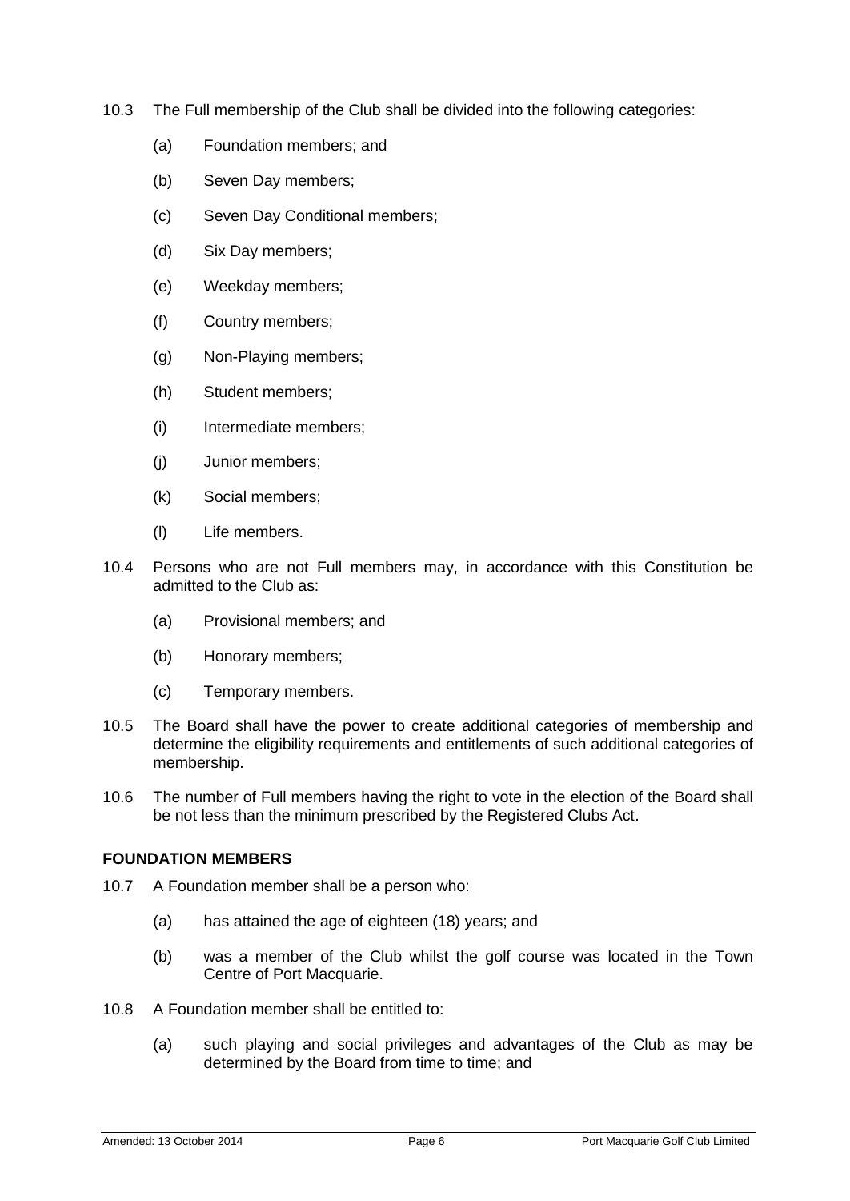10.3 The Full membership of the Club shall be divided into the following categories:

(a) Foundation members; and

(b) Seven Day members;

(c) Seven Day Conditional members;

(d) Six Day members;

(e) Weekday members;

(f) Country members;

(g) Non-Playing members;

(h) Student members;

(i) Intermediate members;

(j) Junior members;

(k) Social members;

(l) Life members.

10.4 Persons who are not Full members may, in accordance with this Constitution be admitted to the Club as:

(a) Provisional members; and

(b) Honorary members;

(c) Temporary members.

10.5 The Board shall have the power to create additional categories of membership and determine the eligibility requirements and entitlements of such additional categories of membership.

10.6 The number of Full members having the right to vote in the election of the Board shall be not less than the minimum prescribed by the Registered Clubs Act.

**FOUNDATION MEMBERS**

10.7 A Foundation member shall be a person who:

(a) has attained the age of eighteen (18) years; and

(b) was a member of the Club whilst the golf course was located in the Town Centre of Port Macquarie.

10.8 A Foundation member shall be entitled to:

(a) such playing and social privileges and advantages of the Club as may be determined by the Board from time to time; and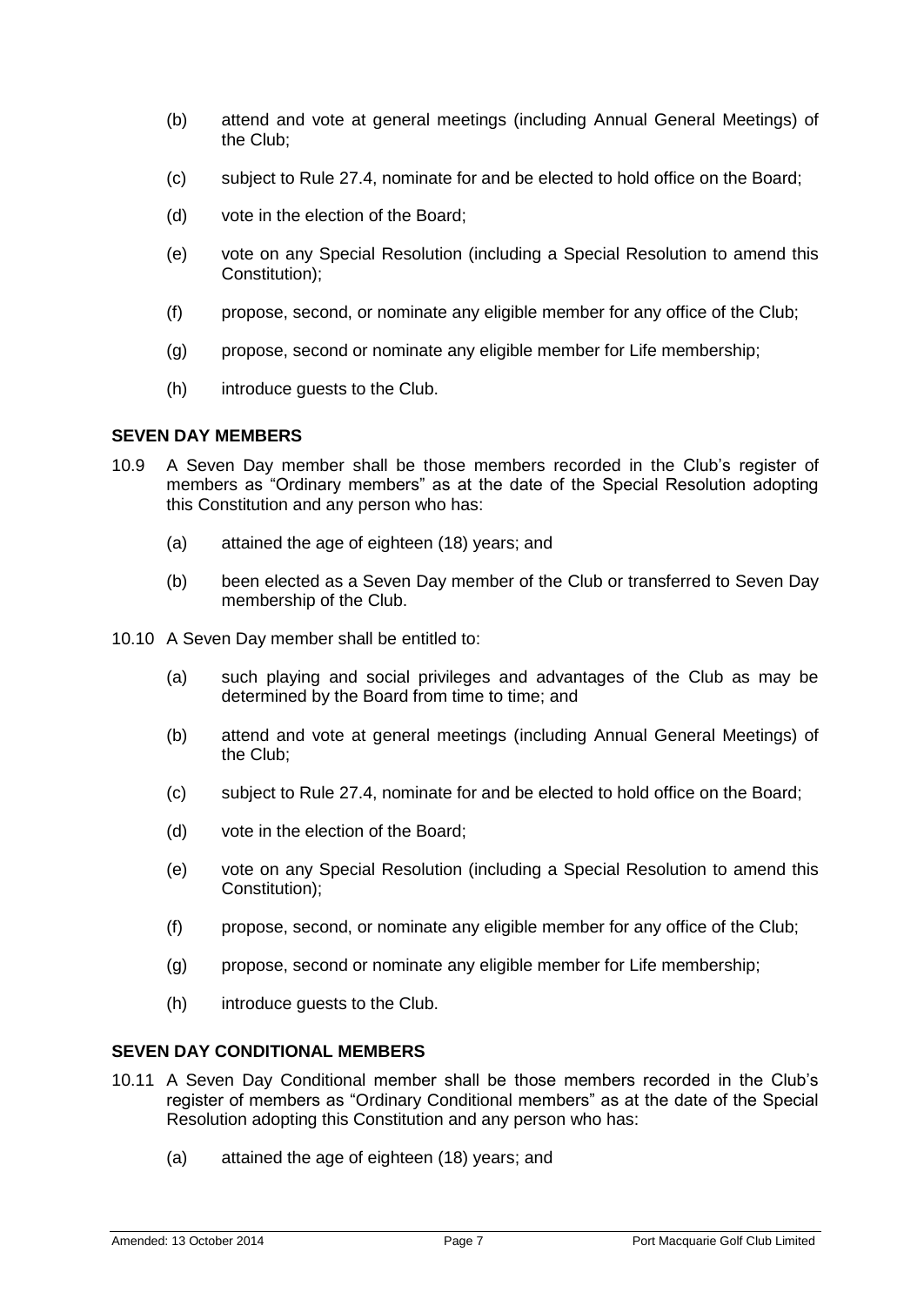(b) attend and vote at general meetings (including Annual General Meetings) of the Club;

(c) subject to Rule 27.4, nominate for and be elected to hold office on the Board;

(d) vote in the election of the Board;

(e) vote on any Special Resolution (including a Special Resolution to amend this Constitution);

(f) propose, second, or nominate any eligible member for any office of the Club;

(g) propose, second or nominate any eligible member for Life membership;

(h) introduce guests to the Club.

**SEVEN DAY MEMBERS**

10.9 A Seven Day member shall be those members recorded in the Club's register of members as "Ordinary members" as at the date of the Special Resolution adopting this Constitution and any person who has:

(a) attained the age of eighteen (18) years; and

(b) been elected as a Seven Day member of the Club or transferred to Seven Day membership of the Club.

10.10 A Seven Day member shall be entitled to:

(a) such playing and social privileges and advantages of the Club as may be determined by the Board from time to time; and

(b) attend and vote at general meetings (including Annual General Meetings) of the Club;

(c) subject to Rule 27.4, nominate for and be elected to hold office on the Board;

(d) vote in the election of the Board;

(e) vote on any Special Resolution (including a Special Resolution to amend this Constitution);

(f) propose, second, or nominate any eligible member for any office of the Club;

(g) propose, second or nominate any eligible member for Life membership;

(h) introduce guests to the Club.

**SEVEN DAY CONDITIONAL MEMBERS**

10.11 A Seven Day Conditional member shall be those members recorded in the Club's register of members as "Ordinary Conditional members" as at the date of the Special Resolution adopting this Constitution and any person who has:

(a) attained the age of eighteen (18) years; and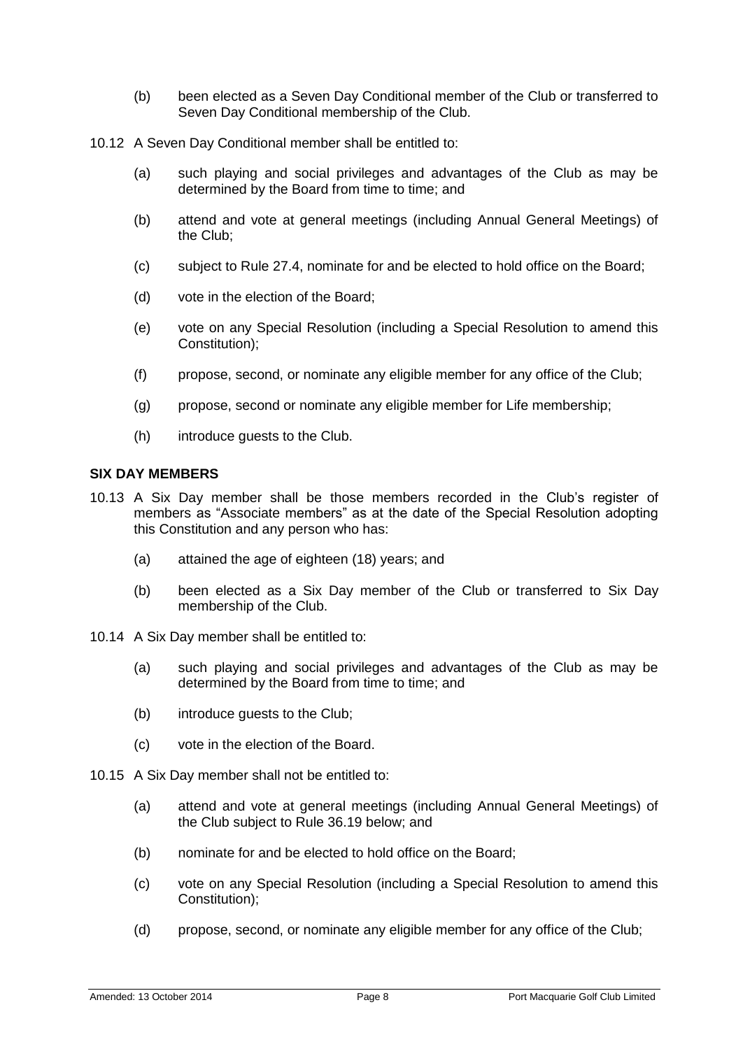(b) been elected as a Seven Day Conditional member of the Club or transferred to Seven Day Conditional membership of the Club.

10.12 A Seven Day Conditional member shall be entitled to:

(a) such playing and social privileges and advantages of the Club as may be determined by the Board from time to time; and

(b) attend and vote at general meetings (including Annual General Meetings) of the Club;

(c) subject to Rule 27.4, nominate for and be elected to hold office on the Board;

(d) vote in the election of the Board;

(e) vote on any Special Resolution (including a Special Resolution to amend this Constitution);

(f) propose, second, or nominate any eligible member for any office of the Club;

(g) propose, second or nominate any eligible member for Life membership;

(h) introduce guests to the Club.

**SIX DAY MEMBERS**

10.13 A Six Day member shall be those members recorded in the Club's register of members as "Associate members" as at the date of the Special Resolution adopting this Constitution and any person who has:

(a) attained the age of eighteen (18) years; and

(b) been elected as a Six Day member of the Club or transferred to Six Day membership of the Club.

10.14 A Six Day member shall be entitled to:

(a) such playing and social privileges and advantages of the Club as may be determined by the Board from time to time; and

(b) introduce guests to the Club;

(c) vote in the election of the Board.

10.15 A Six Day member shall not be entitled to:

(a) attend and vote at general meetings (including Annual General Meetings) of the Club subject to Rule 36.19 below; and

(b) nominate for and be elected to hold office on the Board;

(c) vote on any Special Resolution (including a Special Resolution to amend this Constitution);

(d) propose, second, or nominate any eligible member for any office of the Club;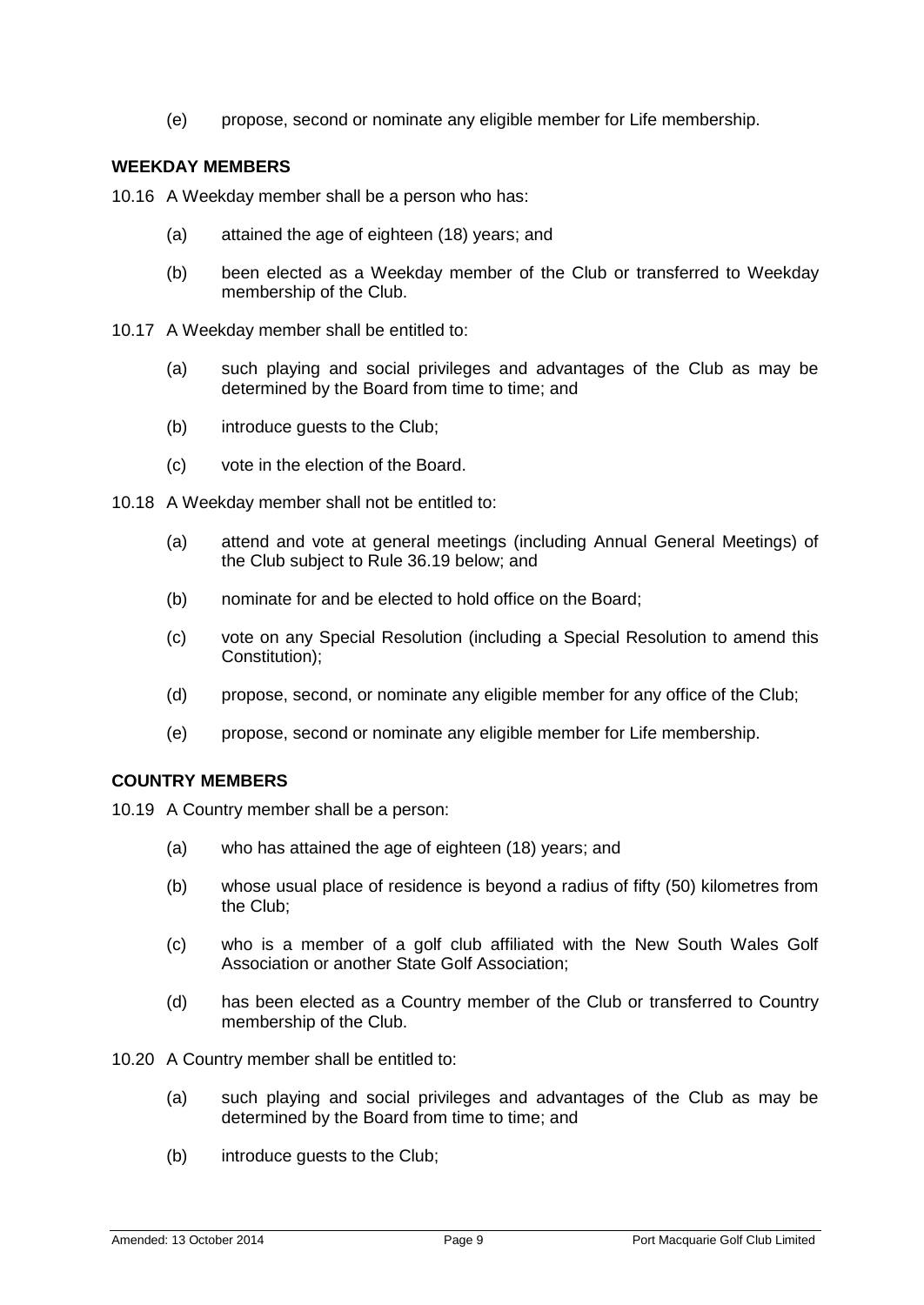(e) propose, second or nominate any eligible member for Life membership.

### WEEKDAY MEMBERS

10.16 A Weekday member shall be a person who has:

(a) attained the age of eighteen (18) years; and

(b) been elected as a Weekday member of the Club or transferred to Weekday membership of the Club.

10.17 A Weekday member shall be entitled to:

(a) such playing and social privileges and advantages of the Club as may be determined by the Board from time to time; and

(b) introduce guests to the Club;

(c) vote in the election of the Board.

10.18 A Weekday member shall not be entitled to:

(a) attend and vote at general meetings (including Annual General Meetings) of the Club subject to Rule 36.19 below; and

(b) nominate for and be elected to hold office on the Board;

(c) vote on any Special Resolution (including a Special Resolution to amend this Constitution);

(d) propose, second, or nominate any eligible member for any office of the Club;

(e) propose, second or nominate any eligible member for Life membership.

### COUNTRY MEMBERS

10.19 A Country member shall be a person:

(a) who has attained the age of eighteen (18) years; and

(b) whose usual place of residence is beyond a radius of fifty (50) kilometres from the Club;

(c) who is a member of a golf club affiliated with the New South Wales Golf Association or another State Golf Association;

(d) has been elected as a Country member of the Club or transferred to Country membership of the Club.

10.20 A Country member shall be entitled to:

(a) such playing and social privileges and advantages of the Club as may be determined by the Board from time to time; and

(b) introduce guests to the Club;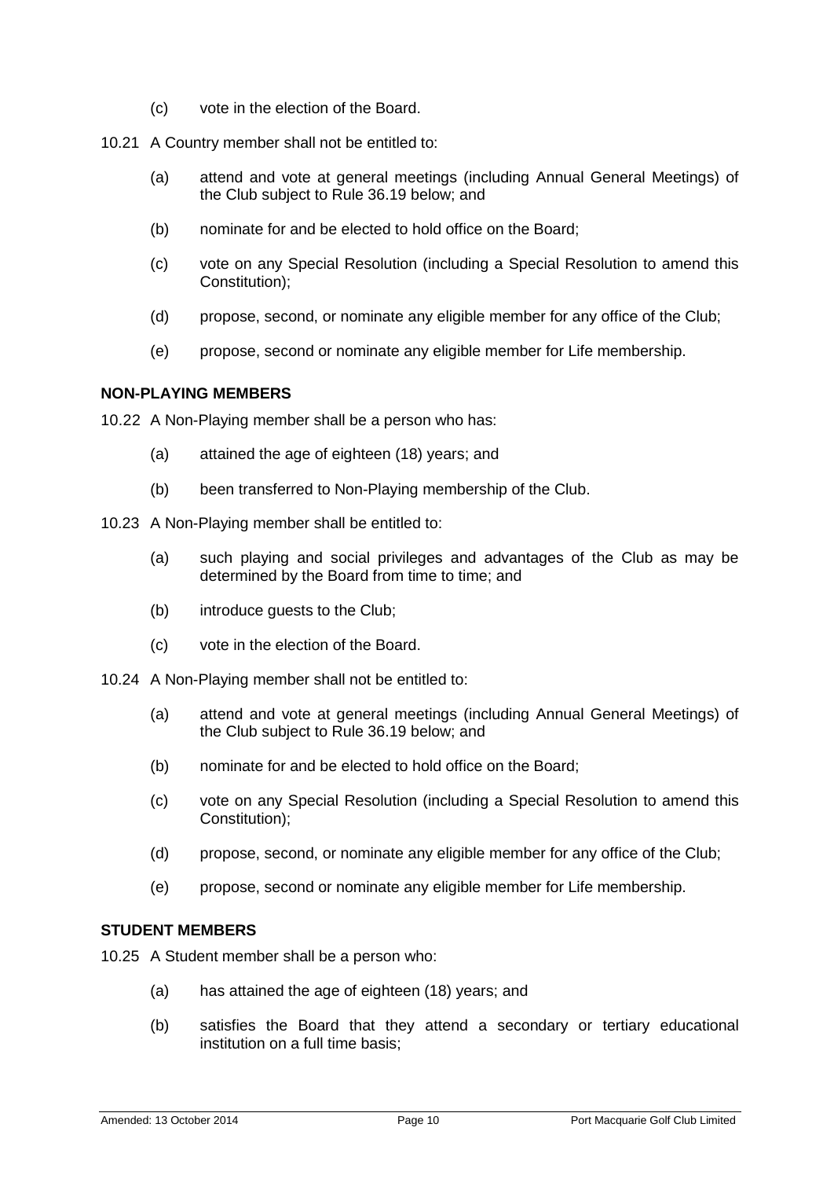(c) vote in the election of the Board.

10.21 A Country member shall not be entitled to:

(a) attend and vote at general meetings (including Annual General Meetings) of the Club subject to Rule 36.19 below; and

(b) nominate for and be elected to hold office on the Board;

(c) vote on any Special Resolution (including a Special Resolution to amend this Constitution);

(d) propose, second, or nominate any eligible member for any office of the Club;

(e) propose, second or nominate any eligible member for Life membership.

**NON-PLAYING MEMBERS**

10.22 A Non-Playing member shall be a person who has:

(a) attained the age of eighteen (18) years; and

(b) been transferred to Non-Playing membership of the Club.

10.23 A Non-Playing member shall be entitled to:

(a) such playing and social privileges and advantages of the Club as may be determined by the Board from time to time; and

(b) introduce guests to the Club;

(c) vote in the election of the Board.

10.24 A Non-Playing member shall not be entitled to:

(a) attend and vote at general meetings (including Annual General Meetings) of the Club subject to Rule 36.19 below; and

(b) nominate for and be elected to hold office on the Board;

(c) vote on any Special Resolution (including a Special Resolution to amend this Constitution);

(d) propose, second, or nominate any eligible member for any office of the Club;

(e) propose, second or nominate any eligible member for Life membership.

**STUDENT MEMBERS**

10.25 A Student member shall be a person who:

(a) has attained the age of eighteen (18) years; and

(b) satisfies the Board that they attend a secondary or tertiary educational institution on a full time basis;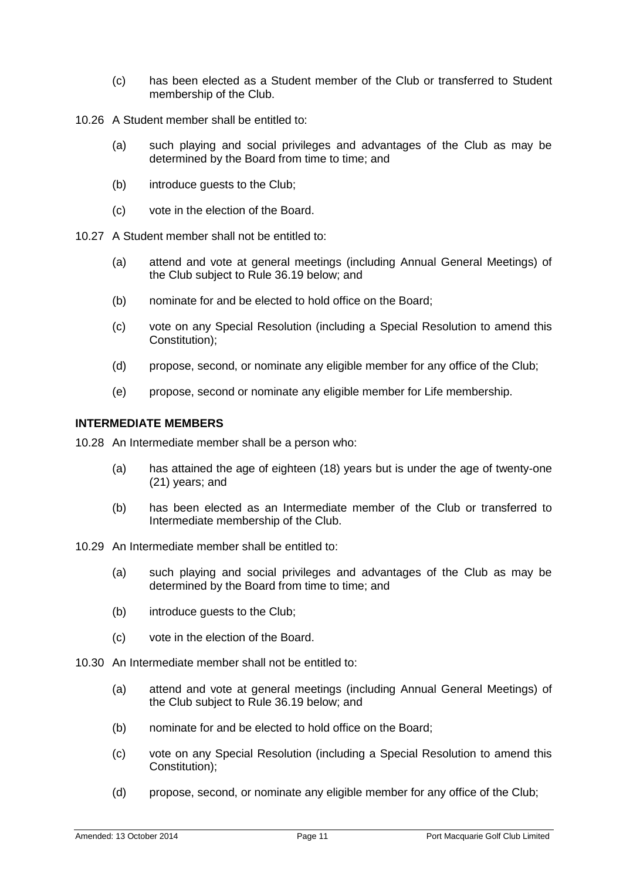(c) has been elected as a Student member of the Club or transferred to Student membership of the Club.

10.26 A Student member shall be entitled to:

(a) such playing and social privileges and advantages of the Club as may be determined by the Board from time to time; and

(b) introduce guests to the Club;

(c) vote in the election of the Board.

10.27 A Student member shall not be entitled to:

(a) attend and vote at general meetings (including Annual General Meetings) of the Club subject to Rule 36.19 below; and

(b) nominate for and be elected to hold office on the Board;

(c) vote on any Special Resolution (including a Special Resolution to amend this Constitution);

(d) propose, second, or nominate any eligible member for any office of the Club;

(e) propose, second or nominate any eligible member for Life membership.

**INTERMEDIATE MEMBERS**

10.28 An Intermediate member shall be a person who:

(a) has attained the age of eighteen (18) years but is under the age of twenty-one (21) years; and

(b) has been elected as an Intermediate member of the Club or transferred to Intermediate membership of the Club.

10.29 An Intermediate member shall be entitled to:

(a) such playing and social privileges and advantages of the Club as may be determined by the Board from time to time; and

(b) introduce guests to the Club;

(c) vote in the election of the Board.

10.30 An Intermediate member shall not be entitled to:

(a) attend and vote at general meetings (including Annual General Meetings) of the Club subject to Rule 36.19 below; and

(b) nominate for and be elected to hold office on the Board;

(c) vote on any Special Resolution (including a Special Resolution to amend this Constitution);

(d) propose, second, or nominate any eligible member for any office of the Club;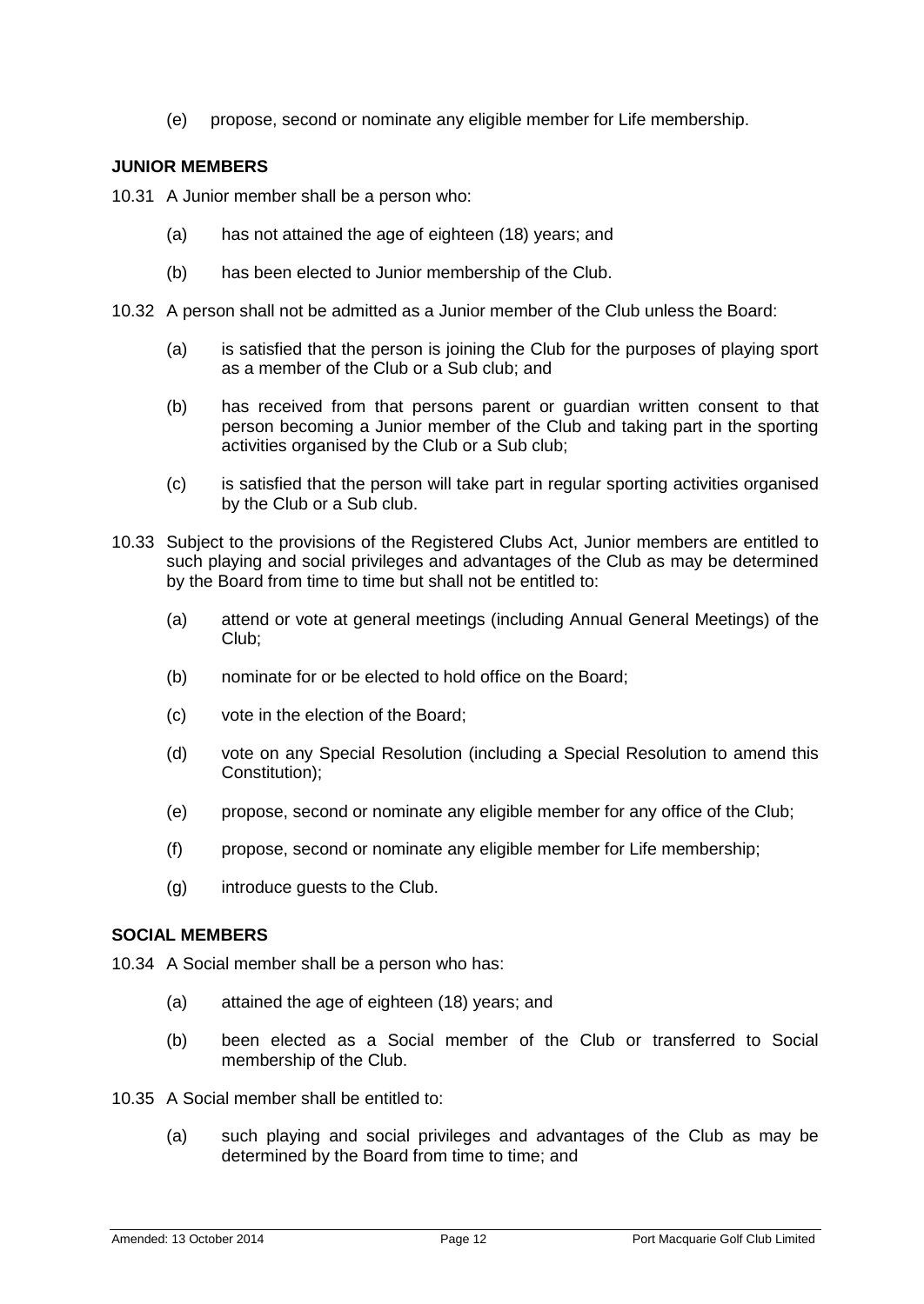(e) propose, second or nominate any eligible member for Life membership.

**JUNIOR MEMBERS**

10.31 A Junior member shall be a person who:

(a) has not attained the age of eighteen (18) years; and

(b) has been elected to Junior membership of the Club.

10.32 A person shall not be admitted as a Junior member of the Club unless the Board:

(a) is satisfied that the person is joining the Club for the purposes of playing sport as a member of the Club or a Sub club; and

(b) has received from that persons parent or guardian written consent to that person becoming a Junior member of the Club and taking part in the sporting activities organised by the Club or a Sub club;

(c) is satisfied that the person will take part in regular sporting activities organised by the Club or a Sub club.

10.33 Subject to the provisions of the Registered Clubs Act, Junior members are entitled to such playing and social privileges and advantages of the Club as may be determined by the Board from time to time but shall not be entitled to:

(a) attend or vote at general meetings (including Annual General Meetings) of the Club;

(b) nominate for or be elected to hold office on the Board;

(c) vote in the election of the Board;

(d) vote on any Special Resolution (including a Special Resolution to amend this Constitution);

(e) propose, second or nominate any eligible member for any office of the Club;

(f) propose, second or nominate any eligible member for Life membership;

(g) introduce guests to the Club.

**SOCIAL MEMBERS**

10.34 A Social member shall be a person who has:

(a) attained the age of eighteen (18) years; and

(b) been elected as a Social member of the Club or transferred to Social membership of the Club.

10.35 A Social member shall be entitled to:

(a) such playing and social privileges and advantages of the Club as may be determined by the Board from time to time; and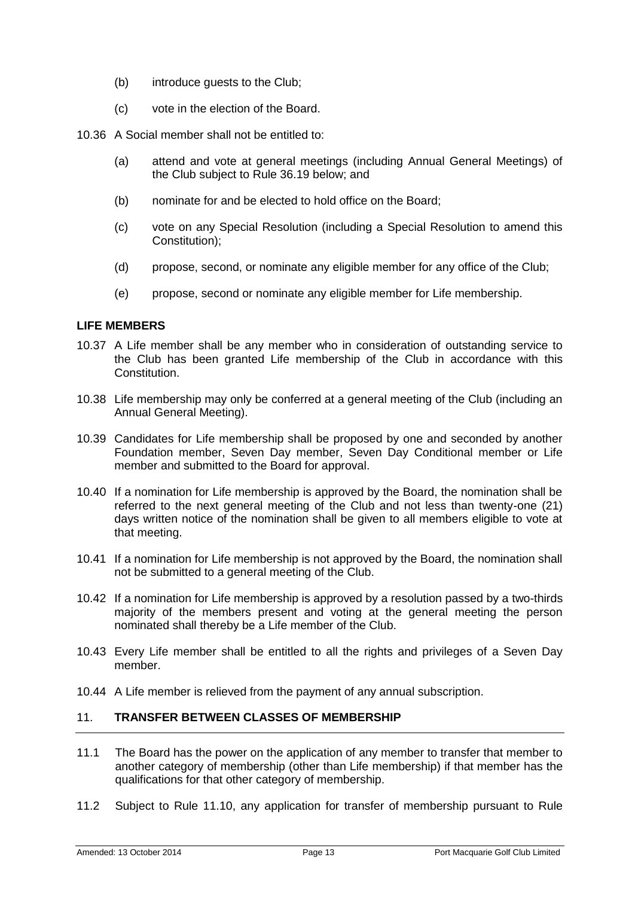(b) introduce guests to the Club;

(c) vote in the election of the Board.

10.36 A Social member shall not be entitled to:

(a) attend and vote at general meetings (including Annual General Meetings) of the Club subject to Rule 36.19 below; and

(b) nominate for and be elected to hold office on the Board;

(c) vote on any Special Resolution (including a Special Resolution to amend this Constitution);

(d) propose, second, or nominate any eligible member for any office of the Club;

(e) propose, second or nominate any eligible member for Life membership.

**LIFE MEMBERS**

10.37 A Life member shall be any member who in consideration of outstanding service to the Club has been granted Life membership of the Club in accordance with this Constitution.

10.38 Life membership may only be conferred at a general meeting of the Club (including an Annual General Meeting).

10.39 Candidates for Life membership shall be proposed by one and seconded by another Foundation member, Seven Day member, Seven Day Conditional member or Life member and submitted to the Board for approval.

10.40 If a nomination for Life membership is approved by the Board, the nomination shall be referred to the next general meeting of the Club and not less than twenty-one (21) days written notice of the nomination shall be given to all members eligible to vote at that meeting.

10.41 If a nomination for Life membership is not approved by the Board, the nomination shall not be submitted to a general meeting of the Club.

10.42 If a nomination for Life membership is approved by a resolution passed by a two-thirds majority of the members present and voting at the general meeting the person nominated shall thereby be a Life member of the Club.

10.43 Every Life member shall be entitled to all the rights and privileges of a Seven Day member.

10.44 A Life member is relieved from the payment of any annual subscription.

## 11. TRANSFER BETWEEN CLASSES OF MEMBERSHIP

11.1 The Board has the power on the application of any member to transfer that member to another category of membership (other than Life membership) if that member has the qualifications for that other category of membership.

11.2 Subject to Rule 11.10, any application for transfer of membership pursuant to Rule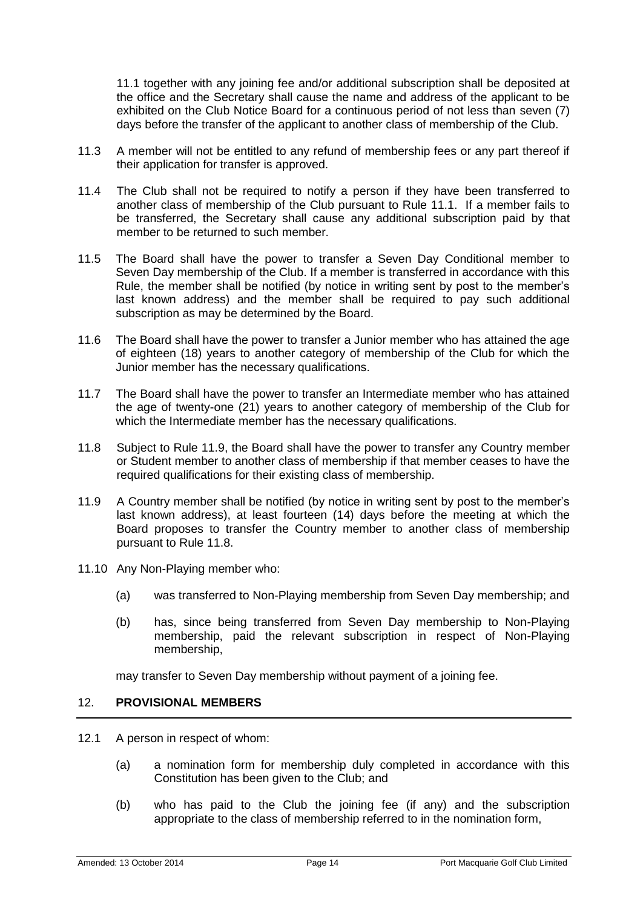11.1 together with any joining fee and/or additional subscription shall be deposited at the office and the Secretary shall cause the name and address of the applicant to be exhibited on the Club Notice Board for a continuous period of not less than seven (7) days before the transfer of the applicant to another class of membership of the Club.

11.3 A member will not be entitled to any refund of membership fees or any part thereof if their application for transfer is approved.

11.4 The Club shall not be required to notify a person if they have been transferred to another class of membership of the Club pursuant to Rule 11.1. If a member fails to be transferred, the Secretary shall cause any additional subscription paid by that member to be returned to such member.

11.5 The Board shall have the power to transfer a Seven Day Conditional member to Seven Day membership of the Club. If a member is transferred in accordance with this Rule, the member shall be notified (by notice in writing sent by post to the member's last known address) and the member shall be required to pay such additional subscription as may be determined by the Board.

11.6 The Board shall have the power to transfer a Junior member who has attained the age of eighteen (18) years to another category of membership of the Club for which the Junior member has the necessary qualifications.

11.7 The Board shall have the power to transfer an Intermediate member who has attained the age of twenty-one (21) years to another category of membership of the Club for which the Intermediate member has the necessary qualifications.

11.8 Subject to Rule 11.9, the Board shall have the power to transfer any Country member or Student member to another class of membership if that member ceases to have the required qualifications for their existing class of membership.

11.9 A Country member shall be notified (by notice in writing sent by post to the member's last known address), at least fourteen (14) days before the meeting at which the Board proposes to transfer the Country member to another class of membership pursuant to Rule 11.8.

11.10 Any Non-Playing member who:

(a) was transferred to Non-Playing membership from Seven Day membership; and

(b) has, since being transferred from Seven Day membership to Non-Playing membership, paid the relevant subscription in respect of Non-Playing membership,

may transfer to Seven Day membership without payment of a joining fee.

## 12. PROVISIONAL MEMBERS

12.1 A person in respect of whom:

(a) a nomination form for membership duly completed in accordance with this Constitution has been given to the Club; and

(b) who has paid to the Club the joining fee (if any) and the subscription appropriate to the class of membership referred to in the nomination form,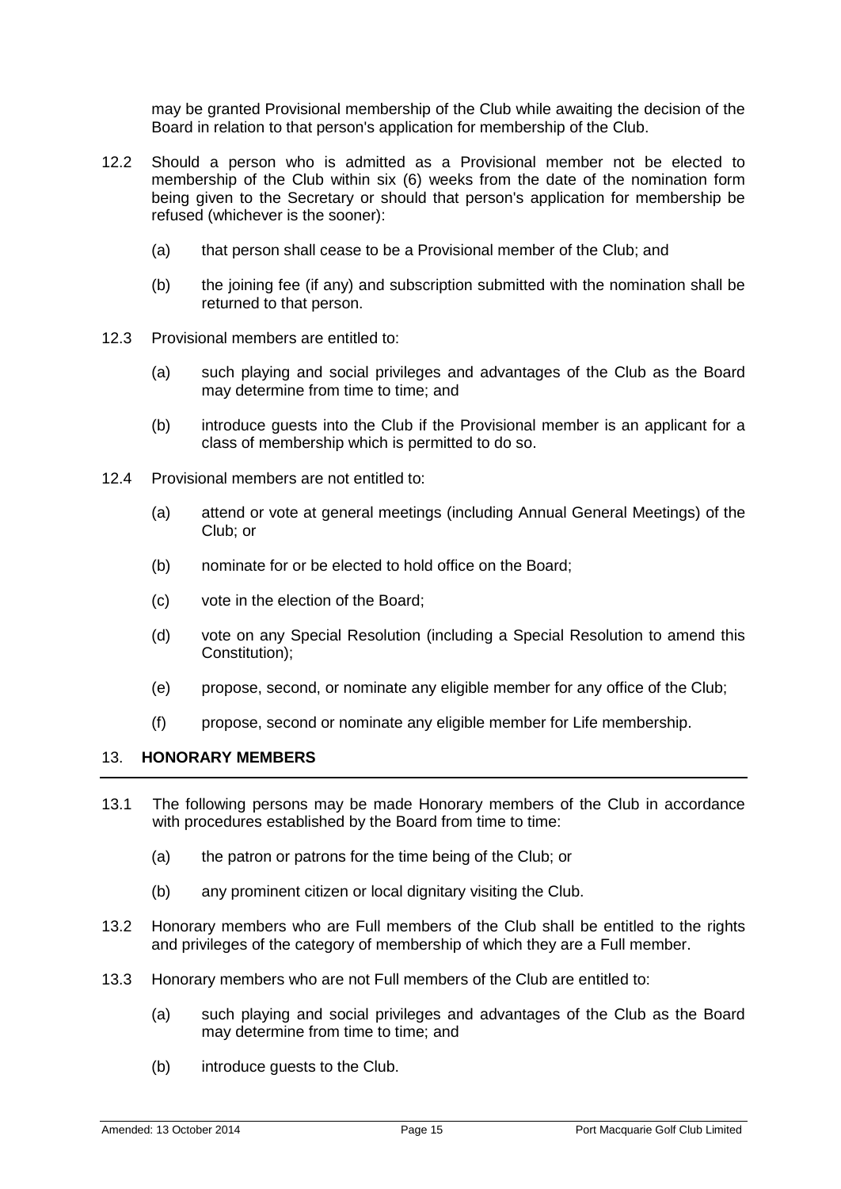may be granted Provisional membership of the Club while awaiting the decision of the Board in relation to that person's application for membership of the Club.

12.2 Should a person who is admitted as a Provisional member not be elected to membership of the Club within six (6) weeks from the date of the nomination form being given to the Secretary or should that person's application for membership be refused (whichever is the sooner):

(a) that person shall cease to be a Provisional member of the Club; and

(b) the joining fee (if any) and subscription submitted with the nomination shall be returned to that person.

12.3 Provisional members are entitled to:

(a) such playing and social privileges and advantages of the Club as the Board may determine from time to time; and

(b) introduce guests into the Club if the Provisional member is an applicant for a class of membership which is permitted to do so.

12.4 Provisional members are not entitled to:

(a) attend or vote at general meetings (including Annual General Meetings) of the Club; or

(b) nominate for or be elected to hold office on the Board;

(c) vote in the election of the Board;

(d) vote on any Special Resolution (including a Special Resolution to amend this Constitution);

(e) propose, second, or nominate any eligible member for any office of the Club;

(f) propose, second or nominate any eligible member for Life membership.

## 13. HONORARY MEMBERS

13.1 The following persons may be made Honorary members of the Club in accordance with procedures established by the Board from time to time:

(a) the patron or patrons for the time being of the Club; or

(b) any prominent citizen or local dignitary visiting the Club.

13.2 Honorary members who are Full members of the Club shall be entitled to the rights and privileges of the category of membership of which they are a Full member.

13.3 Honorary members who are not Full members of the Club are entitled to:

(a) such playing and social privileges and advantages of the Club as the Board may determine from time to time; and

(b) introduce guests to the Club.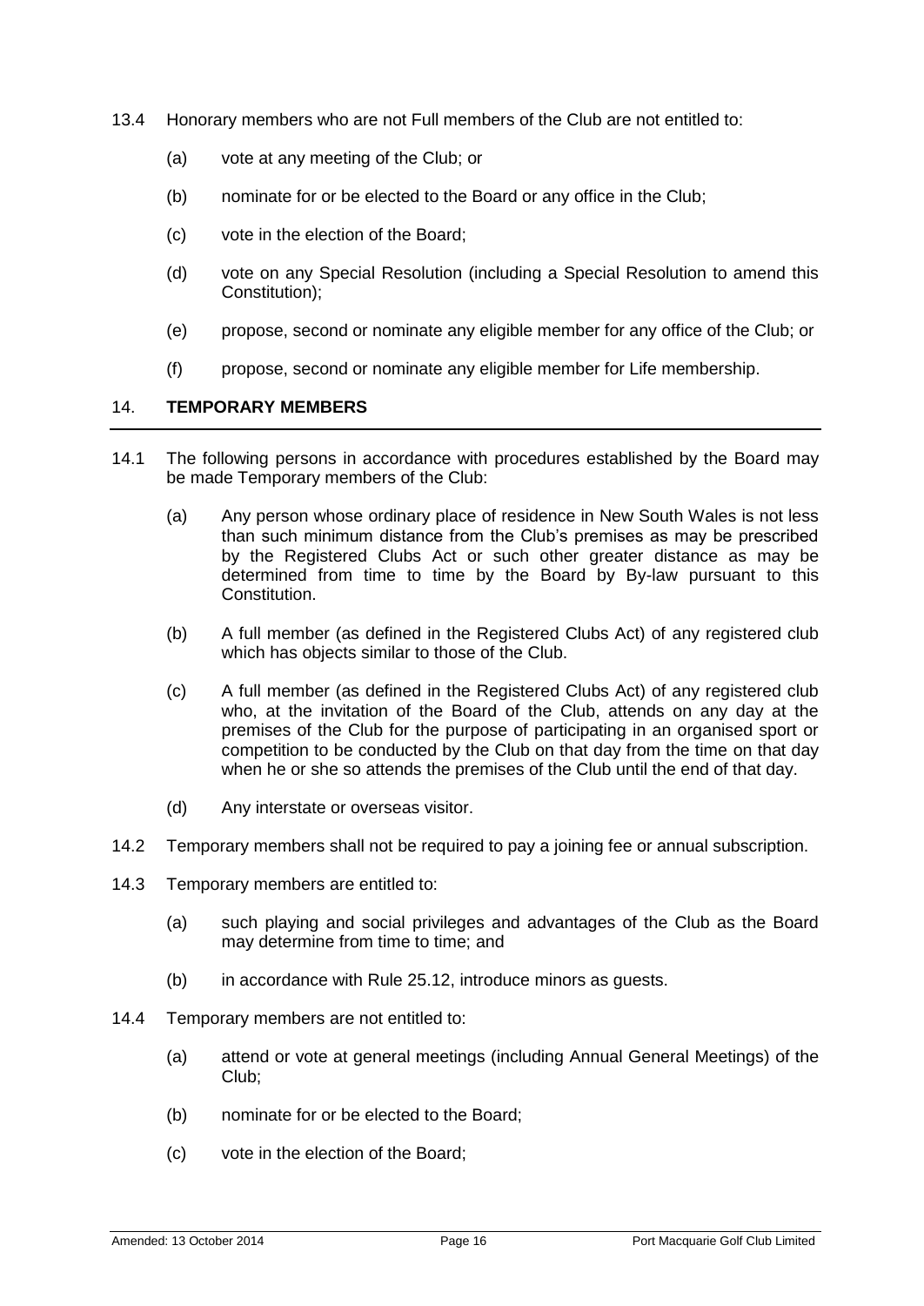13.4 Honorary members who are not Full members of the Club are not entitled to:

(a) vote at any meeting of the Club; or

(b) nominate for or be elected to the Board or any office in the Club;

(c) vote in the election of the Board;

(d) vote on any Special Resolution (including a Special Resolution to amend this Constitution);

(e) propose, second or nominate any eligible member for any office of the Club; or

(f) propose, second or nominate any eligible member for Life membership.

## 14. TEMPORARY MEMBERS

14.1 The following persons in accordance with procedures established by the Board may be made Temporary members of the Club:

(a) Any person whose ordinary place of residence in New South Wales is not less than such minimum distance from the Club's premises as may be prescribed by the Registered Clubs Act or such other greater distance as may be determined from time to time by the Board by By-law pursuant to this Constitution.

(b) A full member (as defined in the Registered Clubs Act) of any registered club which has objects similar to those of the Club.

(c) A full member (as defined in the Registered Clubs Act) of any registered club who, at the invitation of the Board of the Club, attends on any day at the premises of the Club for the purpose of participating in an organised sport or competition to be conducted by the Club on that day from the time on that day when he or she so attends the premises of the Club until the end of that day.

(d) Any interstate or overseas visitor.

14.2 Temporary members shall not be required to pay a joining fee or annual subscription.

14.3 Temporary members are entitled to:

(a) such playing and social privileges and advantages of the Club as the Board may determine from time to time; and

(b) in accordance with Rule 25.12, introduce minors as guests.

14.4 Temporary members are not entitled to:

(a) attend or vote at general meetings (including Annual General Meetings) of the Club;

(b) nominate for or be elected to the Board;

(c) vote in the election of the Board;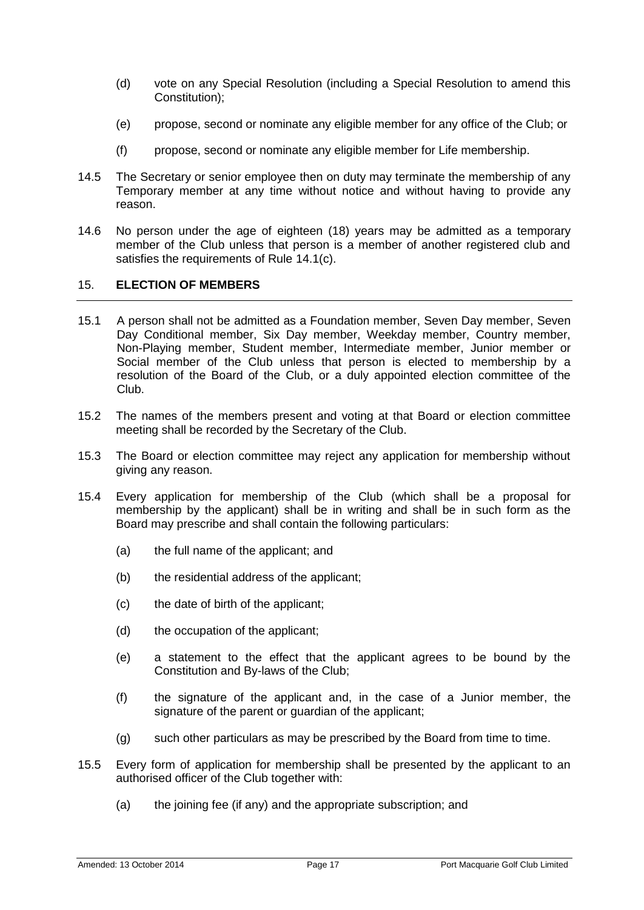(d) vote on any Special Resolution (including a Special Resolution to amend this Constitution);

(e) propose, second or nominate any eligible member for any office of the Club; or

(f) propose, second or nominate any eligible member for Life membership.

14.5 The Secretary or senior employee then on duty may terminate the membership of any Temporary member at any time without notice and without having to provide any reason.

14.6 No person under the age of eighteen (18) years may be admitted as a temporary member of the Club unless that person is a member of another registered club and satisfies the requirements of Rule 14.1(c).

## 15. ELECTION OF MEMBERS

15.1 A person shall not be admitted as a Foundation member, Seven Day member, Seven Day Conditional member, Six Day member, Weekday member, Country member, Non-Playing member, Student member, Intermediate member, Junior member or Social member of the Club unless that person is elected to membership by a resolution of the Board of the Club, or a duly appointed election committee of the Club.

15.2 The names of the members present and voting at that Board or election committee meeting shall be recorded by the Secretary of the Club.

15.3 The Board or election committee may reject any application for membership without giving any reason.

15.4 Every application for membership of the Club (which shall be a proposal for membership by the applicant) shall be in writing and shall be in such form as the Board may prescribe and shall contain the following particulars:

(a) the full name of the applicant; and

(b) the residential address of the applicant;

(c) the date of birth of the applicant;

(d) the occupation of the applicant;

(e) a statement to the effect that the applicant agrees to be bound by the Constitution and By-laws of the Club;

(f) the signature of the applicant and, in the case of a Junior member, the signature of the parent or guardian of the applicant;

(g) such other particulars as may be prescribed by the Board from time to time.

15.5 Every form of application for membership shall be presented by the applicant to an authorised officer of the Club together with:

(a) the joining fee (if any) and the appropriate subscription; and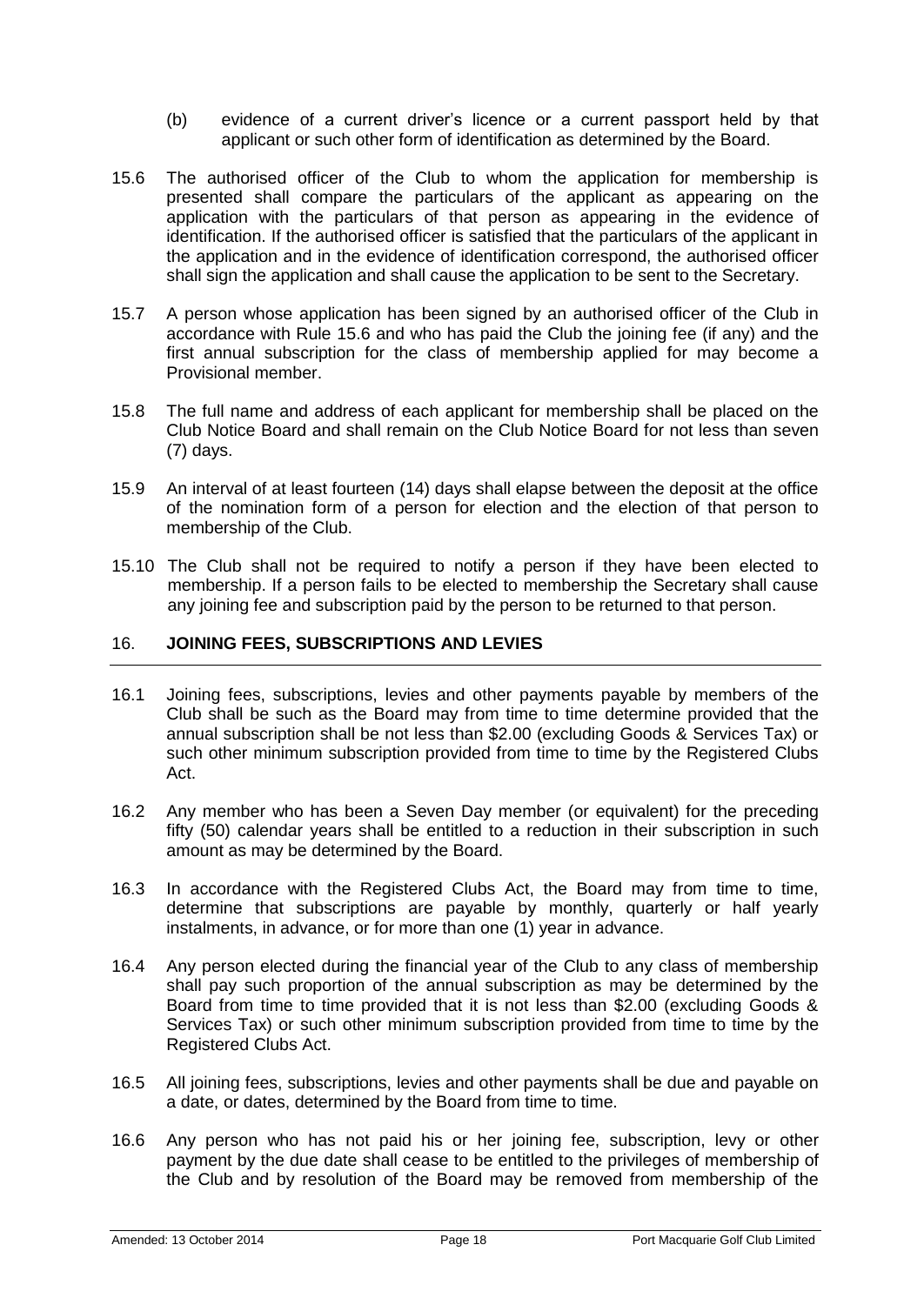(b) evidence of a current driver's licence or a current passport held by that applicant or such other form of identification as determined by the Board.

15.6 The authorised officer of the Club to whom the application for membership is presented shall compare the particulars of the applicant as appearing on the application with the particulars of that person as appearing in the evidence of identification. If the authorised officer is satisfied that the particulars of the applicant in the application and in the evidence of identification correspond, the authorised officer shall sign the application and shall cause the application to be sent to the Secretary.

15.7 A person whose application has been signed by an authorised officer of the Club in accordance with Rule 15.6 and who has paid the Club the joining fee (if any) and the first annual subscription for the class of membership applied for may become a Provisional member.

15.8 The full name and address of each applicant for membership shall be placed on the Club Notice Board and shall remain on the Club Notice Board for not less than seven (7) days.

15.9 An interval of at least fourteen (14) days shall elapse between the deposit at the office of the nomination form of a person for election and the election of that person to membership of the Club.

15.10 The Club shall not be required to notify a person if they have been elected to membership. If a person fails to be elected to membership the Secretary shall cause any joining fee and subscription paid by the person to be returned to that person.

## 16. JOINING FEES, SUBSCRIPTIONS AND LEVIES

16.1 Joining fees, subscriptions, levies and other payments payable by members of the Club shall be such as the Board may from time to time determine provided that the annual subscription shall be not less than $2.00 (excluding Goods & Services Tax) or such other minimum subscription provided from time to time by the Registered Clubs Act.

16.2 Any member who has been a Seven Day member (or equivalent) for the preceding fifty (50) calendar years shall be entitled to a reduction in their subscription in such amount as may be determined by the Board.

16.3 In accordance with the Registered Clubs Act, the Board may from time to time, determine that subscriptions are payable by monthly, quarterly or half yearly instalments, in advance, or for more than one (1) year in advance.

16.4 Any person elected during the financial year of the Club to any class of membership shall pay such proportion of the annual subscription as may be determined by the Board from time to time provided that it is not less than $2.00 (excluding Goods & Services Tax) or such other minimum subscription provided from time to time by the Registered Clubs Act.

16.5 All joining fees, subscriptions, levies and other payments shall be due and payable on a date, or dates, determined by the Board from time to time.

16.6 Any person who has not paid his or her joining fee, subscription, levy or other payment by the due date shall cease to be entitled to the privileges of membership of the Club and by resolution of the Board may be removed from membership of the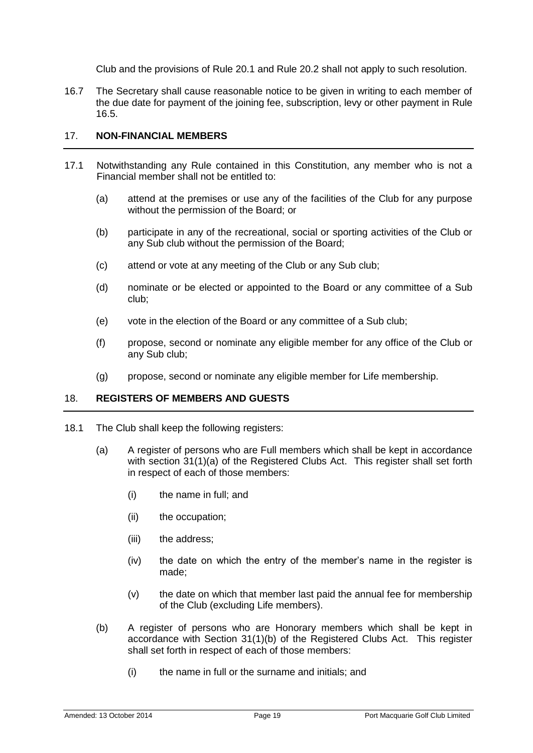Club and the provisions of Rule 20.1 and Rule 20.2 shall not apply to such resolution.

16.7 The Secretary shall cause reasonable notice to be given in writing to each member of the due date for payment of the joining fee, subscription, levy or other payment in Rule 16.5.

## 17. NON-FINANCIAL MEMBERS

17.1 Notwithstanding any Rule contained in this Constitution, any member who is not a Financial member shall not be entitled to:

(a) attend at the premises or use any of the facilities of the Club for any purpose without the permission of the Board; or

(b) participate in any of the recreational, social or sporting activities of the Club or any Sub club without the permission of the Board;

(c) attend or vote at any meeting of the Club or any Sub club;

(d) nominate or be elected or appointed to the Board or any committee of a Sub club;

(e) vote in the election of the Board or any committee of a Sub club;

(f) propose, second or nominate any eligible member for any office of the Club or any Sub club;

(g) propose, second or nominate any eligible member for Life membership.

## 18. REGISTERS OF MEMBERS AND GUESTS

18.1 The Club shall keep the following registers:

(a) A register of persons who are Full members which shall be kept in accordance with section 31(1)(a) of the Registered Clubs Act. This register shall set forth in respect of each of those members:

(i) the name in full; and

(ii) the occupation;

(iii) the address;

(iv) the date on which the entry of the member's name in the register is made;

(v) the date on which that member last paid the annual fee for membership of the Club (excluding Life members).

(b) A register of persons who are Honorary members which shall be kept in accordance with Section 31(1)(b) of the Registered Clubs Act. This register shall set forth in respect of each of those members:

(i) the name in full or the surname and initials; and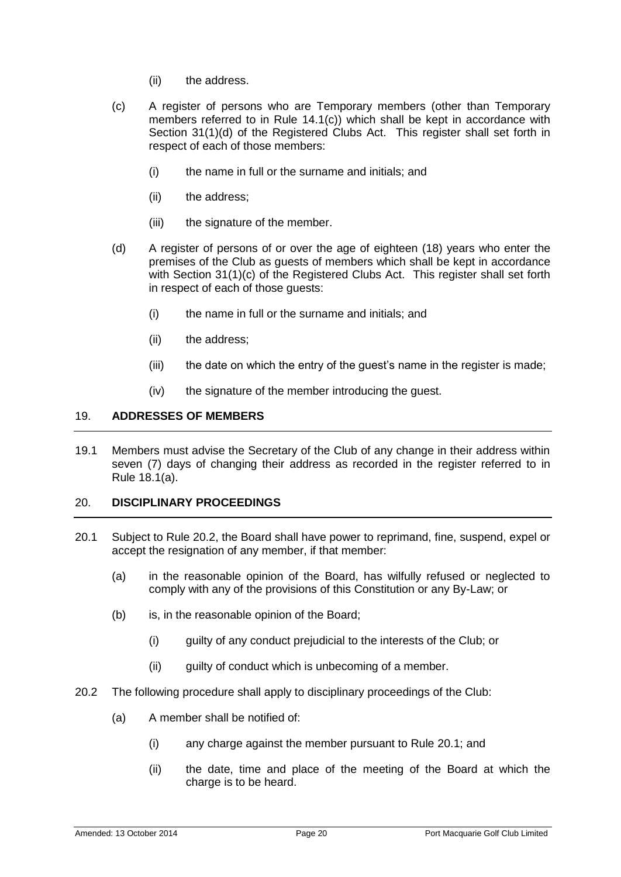(ii) the address.

(c) A register of persons who are Temporary members (other than Temporary members referred to in Rule 14.1(c)) which shall be kept in accordance with Section 31(1)(d) of the Registered Clubs Act. This register shall set forth in respect of each of those members:

(i) the name in full or the surname and initials; and

(ii) the address;

(iii) the signature of the member.

(d) A register of persons of or over the age of eighteen (18) years who enter the premises of the Club as guests of members which shall be kept in accordance with Section 31(1)(c) of the Registered Clubs Act. This register shall set forth in respect of each of those guests:

(i) the name in full or the surname and initials; and

(ii) the address;

(iii) the date on which the entry of the guest's name in the register is made;

(iv) the signature of the member introducing the guest.

## 19. ADDRESSES OF MEMBERS

19.1 Members must advise the Secretary of the Club of any change in their address within seven (7) days of changing their address as recorded in the register referred to in Rule 18.1(a).

## 20. DISCIPLINARY PROCEEDINGS

20.1 Subject to Rule 20.2, the Board shall have power to reprimand, fine, suspend, expel or accept the resignation of any member, if that member:

(a) in the reasonable opinion of the Board, has wilfully refused or neglected to comply with any of the provisions of this Constitution or any By-Law; or

(b) is, in the reasonable opinion of the Board;

(i) guilty of any conduct prejudicial to the interests of the Club; or

(ii) guilty of conduct which is unbecoming of a member.

20.2 The following procedure shall apply to disciplinary proceedings of the Club:

(a) A member shall be notified of:

(i) any charge against the member pursuant to Rule 20.1; and

(ii) the date, time and place of the meeting of the Board at which the charge is to be heard.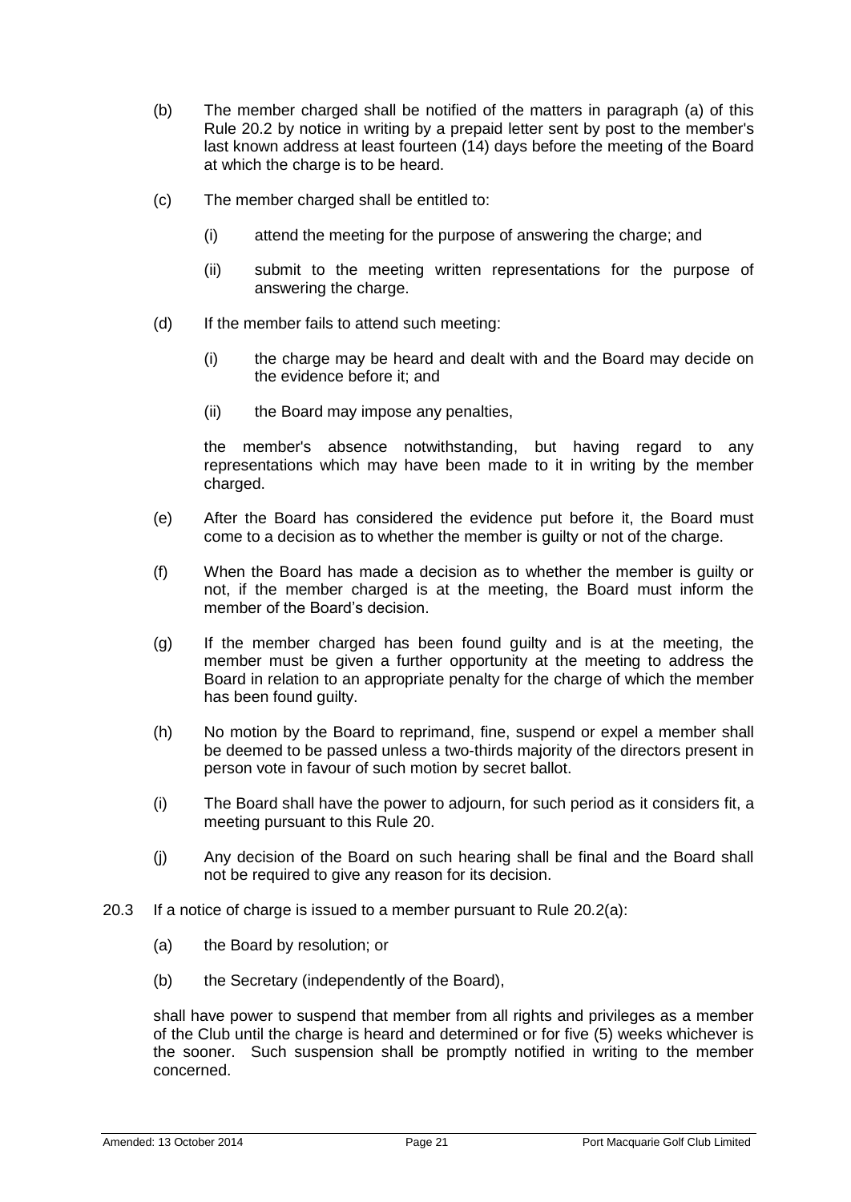(b) The member charged shall be notified of the matters in paragraph (a) of this Rule 20.2 by notice in writing by a prepaid letter sent by post to the member's last known address at least fourteen (14) days before the meeting of the Board at which the charge is to be heard.

(c) The member charged shall be entitled to:

  (i) attend the meeting for the purpose of answering the charge; and

  (ii) submit to the meeting written representations for the purpose of answering the charge.

(d) If the member fails to attend such meeting:

  (i) the charge may be heard and dealt with and the Board may decide on the evidence before it; and

  (ii) the Board may impose any penalties,

  the member's absence notwithstanding, but having regard to any representations which may have been made to it in writing by the member charged.

(e) After the Board has considered the evidence put before it, the Board must come to a decision as to whether the member is guilty or not of the charge.

(f) When the Board has made a decision as to whether the member is guilty or not, if the member charged is at the meeting, the Board must inform the member of the Board's decision.

(g) If the member charged has been found guilty and is at the meeting, the member must be given a further opportunity at the meeting to address the Board in relation to an appropriate penalty for the charge of which the member has been found guilty.

(h) No motion by the Board to reprimand, fine, suspend or expel a member shall be deemed to be passed unless a two-thirds majority of the directors present in person vote in favour of such motion by secret ballot.

(i) The Board shall have the power to adjourn, for such period as it considers fit, a meeting pursuant to this Rule 20.

(j) Any decision of the Board on such hearing shall be final and the Board shall not be required to give any reason for its decision.

20.3 If a notice of charge is issued to a member pursuant to Rule 20.2(a):

  (a) the Board by resolution; or

  (b) the Secretary (independently of the Board),

  shall have power to suspend that member from all rights and privileges as a member of the Club until the charge is heard and determined or for five (5) weeks whichever is the sooner. Such suspension shall be promptly notified in writing to the member concerned.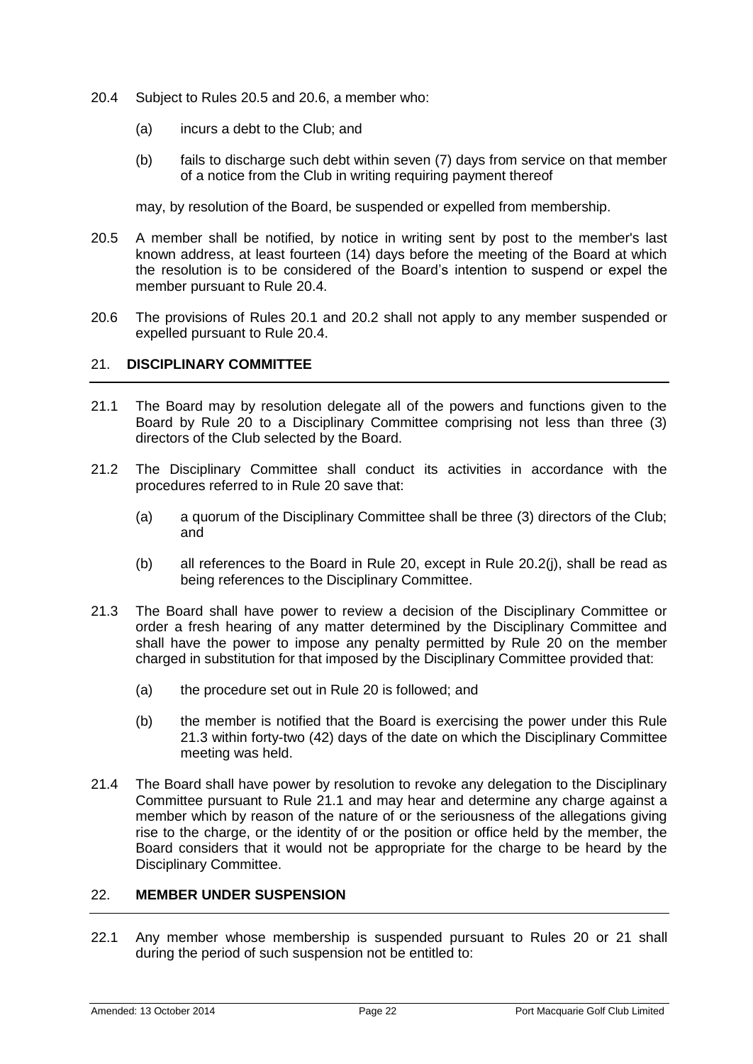20.4 Subject to Rules 20.5 and 20.6, a member who:

(a) incurs a debt to the Club; and

(b) fails to discharge such debt within seven (7) days from service on that member of a notice from the Club in writing requiring payment thereof

may, by resolution of the Board, be suspended or expelled from membership.

20.5 A member shall be notified, by notice in writing sent by post to the member's last known address, at least fourteen (14) days before the meeting of the Board at which the resolution is to be considered of the Board's intention to suspend or expel the member pursuant to Rule 20.4.

20.6 The provisions of Rules 20.1 and 20.2 shall not apply to any member suspended or expelled pursuant to Rule 20.4.

## 21. DISCIPLINARY COMMITTEE

21.1 The Board may by resolution delegate all of the powers and functions given to the Board by Rule 20 to a Disciplinary Committee comprising not less than three (3) directors of the Club selected by the Board.

21.2 The Disciplinary Committee shall conduct its activities in accordance with the procedures referred to in Rule 20 save that:

(a) a quorum of the Disciplinary Committee shall be three (3) directors of the Club; and

(b) all references to the Board in Rule 20, except in Rule 20.2(j), shall be read as being references to the Disciplinary Committee.

21.3 The Board shall have power to review a decision of the Disciplinary Committee or order a fresh hearing of any matter determined by the Disciplinary Committee and shall have the power to impose any penalty permitted by Rule 20 on the member charged in substitution for that imposed by the Disciplinary Committee provided that:

(a) the procedure set out in Rule 20 is followed; and

(b) the member is notified that the Board is exercising the power under this Rule 21.3 within forty-two (42) days of the date on which the Disciplinary Committee meeting was held.

21.4 The Board shall have power by resolution to revoke any delegation to the Disciplinary Committee pursuant to Rule 21.1 and may hear and determine any charge against a member which by reason of the nature of or the seriousness of the allegations giving rise to the charge, or the identity of or the position or office held by the member, the Board considers that it would not be appropriate for the charge to be heard by the Disciplinary Committee.

## 22. MEMBER UNDER SUSPENSION

22.1 Any member whose membership is suspended pursuant to Rules 20 or 21 shall during the period of such suspension not be entitled to: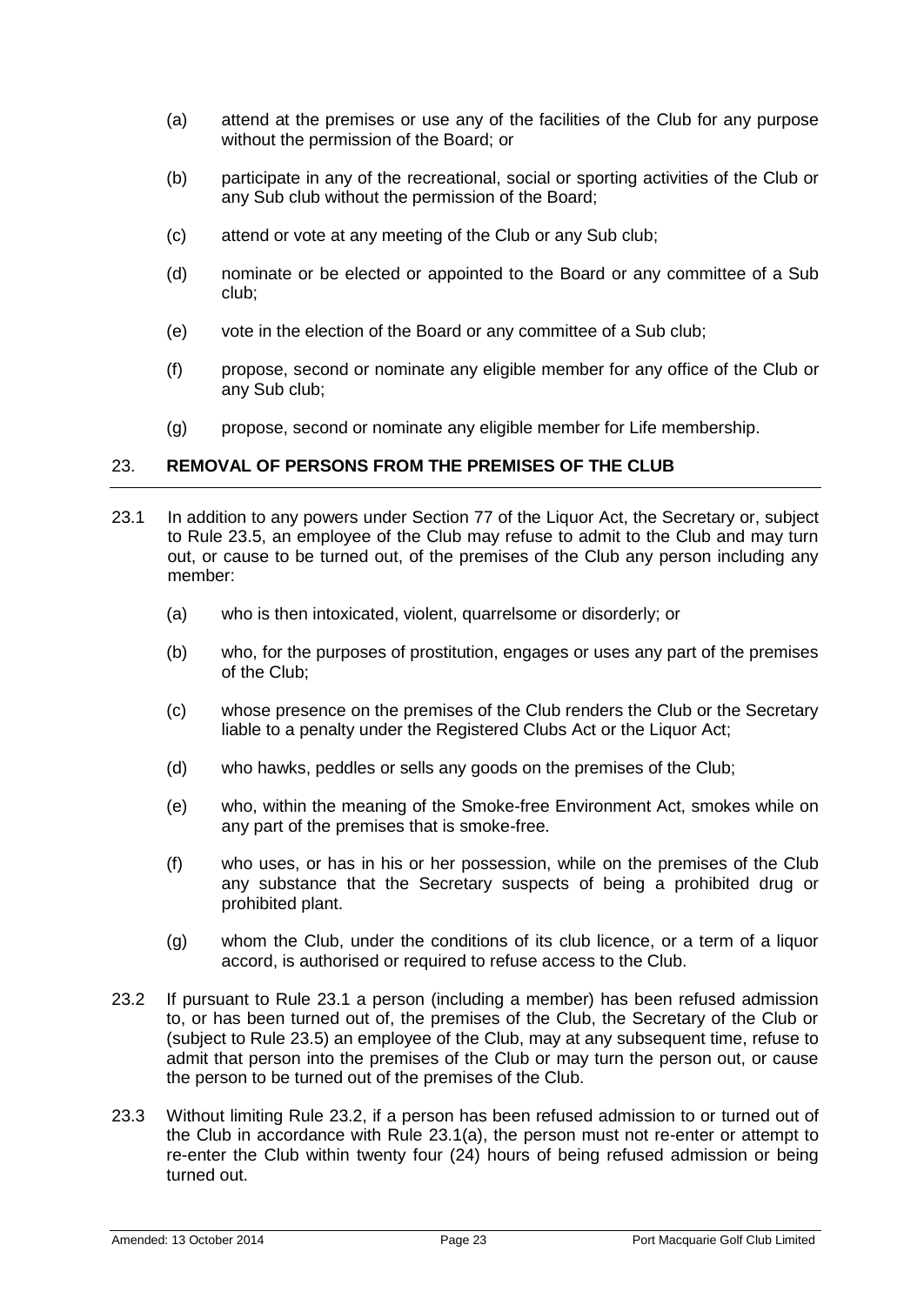(a) attend at the premises or use any of the facilities of the Club for any purpose without the permission of the Board; or

(b) participate in any of the recreational, social or sporting activities of the Club or any Sub club without the permission of the Board;

(c) attend or vote at any meeting of the Club or any Sub club;

(d) nominate or be elected or appointed to the Board or any committee of a Sub club;

(e) vote in the election of the Board or any committee of a Sub club;

(f) propose, second or nominate any eligible member for any office of the Club or any Sub club;

(g) propose, second or nominate any eligible member for Life membership.

## 23. REMOVAL OF PERSONS FROM THE PREMISES OF THE CLUB

23.1 In addition to any powers under Section 77 of the Liquor Act, the Secretary or, subject to Rule 23.5, an employee of the Club may refuse to admit to the Club and may turn out, or cause to be turned out, of the premises of the Club any person including any member:

(a) who is then intoxicated, violent, quarrelsome or disorderly; or

(b) who, for the purposes of prostitution, engages or uses any part of the premises of the Club;

(c) whose presence on the premises of the Club renders the Club or the Secretary liable to a penalty under the Registered Clubs Act or the Liquor Act;

(d) who hawks, peddles or sells any goods on the premises of the Club;

(e) who, within the meaning of the Smoke-free Environment Act, smokes while on any part of the premises that is smoke-free.

(f) who uses, or has in his or her possession, while on the premises of the Club any substance that the Secretary suspects of being a prohibited drug or prohibited plant.

(g) whom the Club, under the conditions of its club licence, or a term of a liquor accord, is authorised or required to refuse access to the Club.

23.2 If pursuant to Rule 23.1 a person (including a member) has been refused admission to, or has been turned out of, the premises of the Club, the Secretary of the Club or (subject to Rule 23.5) an employee of the Club, may at any subsequent time, refuse to admit that person into the premises of the Club or may turn the person out, or cause the person to be turned out of the premises of the Club.

23.3 Without limiting Rule 23.2, if a person has been refused admission to or turned out of the Club in accordance with Rule 23.1(a), the person must not re-enter or attempt to re-enter the Club within twenty four (24) hours of being refused admission or being turned out.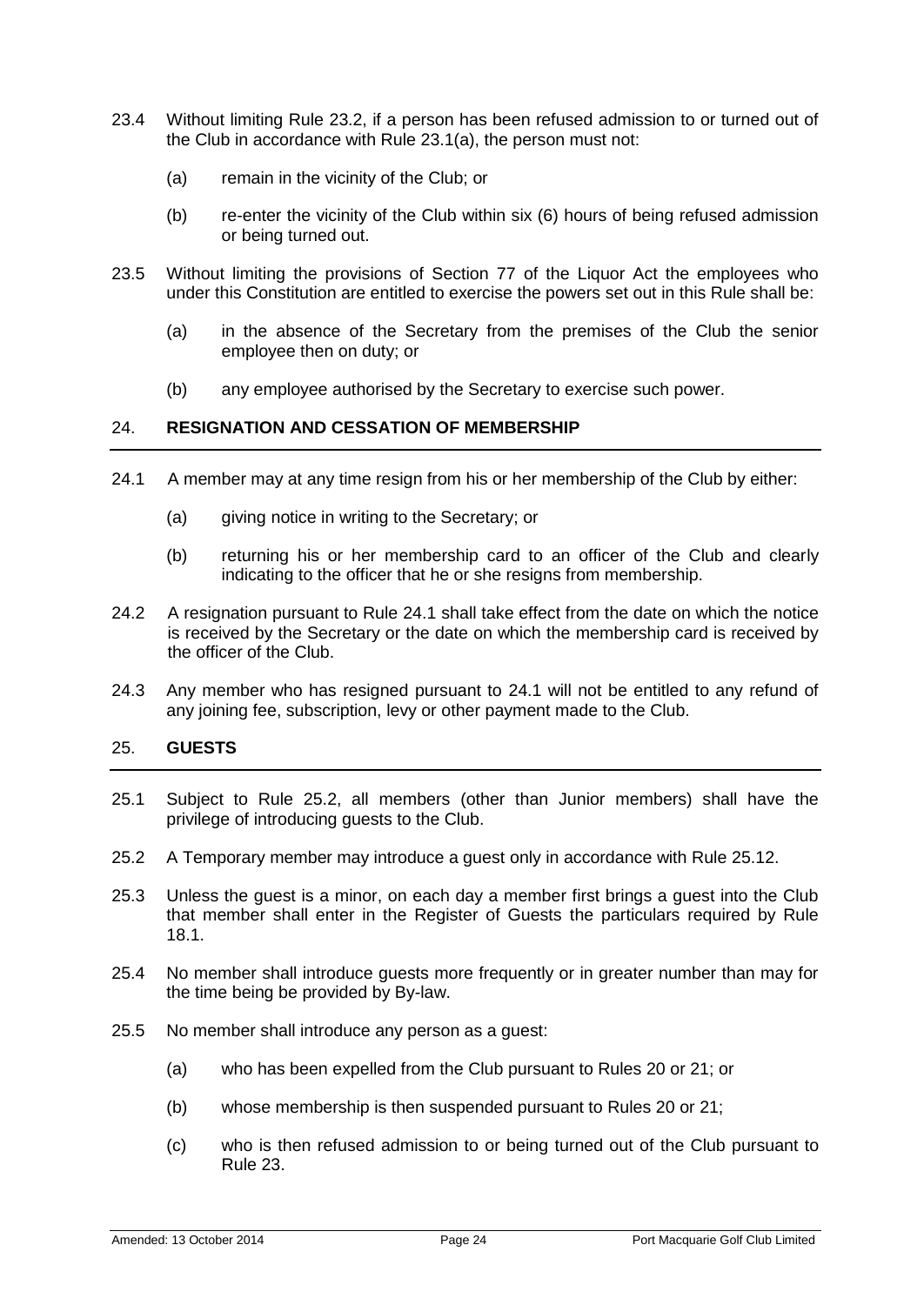23.4 Without limiting Rule 23.2, if a person has been refused admission to or turned out of the Club in accordance with Rule 23.1(a), the person must not:

(a) remain in the vicinity of the Club; or

(b) re-enter the vicinity of the Club within six (6) hours of being refused admission or being turned out.

23.5 Without limiting the provisions of Section 77 of the Liquor Act the employees who under this Constitution are entitled to exercise the powers set out in this Rule shall be:

(a) in the absence of the Secretary from the premises of the Club the senior employee then on duty; or

(b) any employee authorised by the Secretary to exercise such power.

## 24. RESIGNATION AND CESSATION OF MEMBERSHIP

24.1 A member may at any time resign from his or her membership of the Club by either:

(a) giving notice in writing to the Secretary; or

(b) returning his or her membership card to an officer of the Club and clearly indicating to the officer that he or she resigns from membership.

24.2 A resignation pursuant to Rule 24.1 shall take effect from the date on which the notice is received by the Secretary or the date on which the membership card is received by the officer of the Club.

24.3 Any member who has resigned pursuant to 24.1 will not be entitled to any refund of any joining fee, subscription, levy or other payment made to the Club.

## 25. GUESTS

25.1 Subject to Rule 25.2, all members (other than Junior members) shall have the privilege of introducing guests to the Club.

25.2 A Temporary member may introduce a guest only in accordance with Rule 25.12.

25.3 Unless the guest is a minor, on each day a member first brings a guest into the Club that member shall enter in the Register of Guests the particulars required by Rule 18.1.

25.4 No member shall introduce guests more frequently or in greater number than may for the time being be provided by By-law.

25.5 No member shall introduce any person as a guest:

(a) who has been expelled from the Club pursuant to Rules 20 or 21; or

(b) whose membership is then suspended pursuant to Rules 20 or 21;

(c) who is then refused admission to or being turned out of the Club pursuant to Rule 23.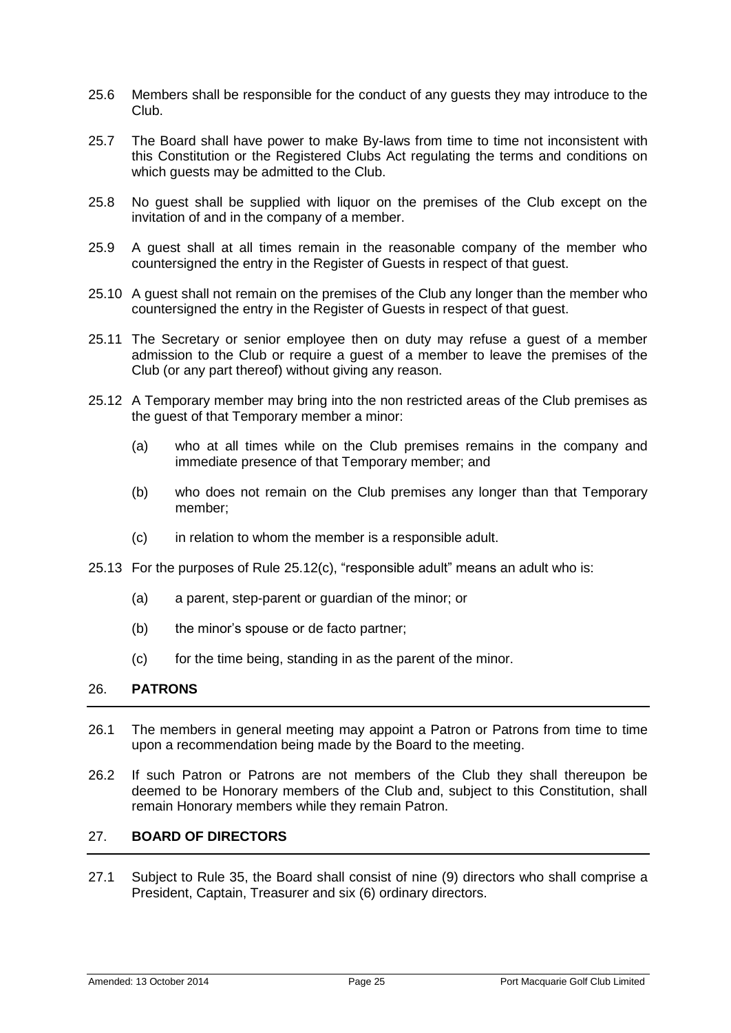25.6 Members shall be responsible for the conduct of any guests they may introduce to the Club.

25.7 The Board shall have power to make By-laws from time to time not inconsistent with this Constitution or the Registered Clubs Act regulating the terms and conditions on which guests may be admitted to the Club.

25.8 No guest shall be supplied with liquor on the premises of the Club except on the invitation of and in the company of a member.

25.9 A guest shall at all times remain in the reasonable company of the member who countersigned the entry in the Register of Guests in respect of that guest.

25.10 A guest shall not remain on the premises of the Club any longer than the member who countersigned the entry in the Register of Guests in respect of that guest.

25.11 The Secretary or senior employee then on duty may refuse a guest of a member admission to the Club or require a guest of a member to leave the premises of the Club (or any part thereof) without giving any reason.

25.12 A Temporary member may bring into the non restricted areas of the Club premises as the guest of that Temporary member a minor:

(a) who at all times while on the Club premises remains in the company and immediate presence of that Temporary member; and

(b) who does not remain on the Club premises any longer than that Temporary member;

(c) in relation to whom the member is a responsible adult.

25.13 For the purposes of Rule 25.12(c), "responsible adult" means an adult who is:

(a) a parent, step-parent or guardian of the minor; or

(b) the minor's spouse or de facto partner;

(c) for the time being, standing in as the parent of the minor.

## 26. PATRONS

26.1 The members in general meeting may appoint a Patron or Patrons from time to time upon a recommendation being made by the Board to the meeting.

26.2 If such Patron or Patrons are not members of the Club they shall thereupon be deemed to be Honorary members of the Club and, subject to this Constitution, shall remain Honorary members while they remain Patron.

## 27. BOARD OF DIRECTORS

27.1 Subject to Rule 35, the Board shall consist of nine (9) directors who shall comprise a President, Captain, Treasurer and six (6) ordinary directors.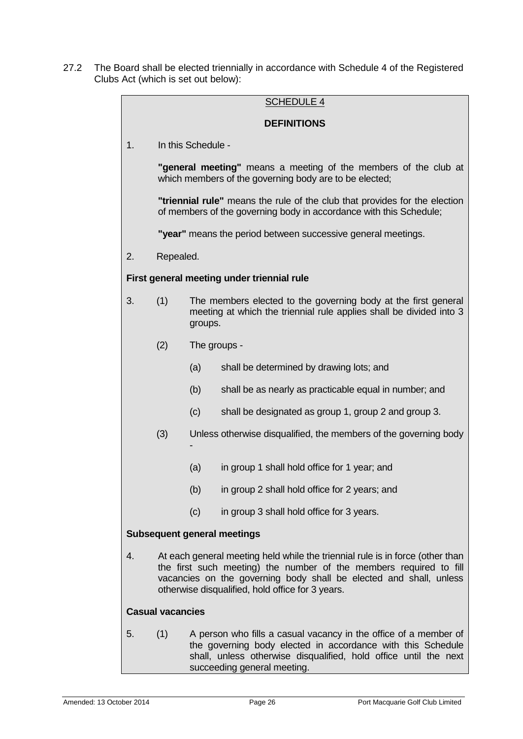27.2 The Board shall be elected triennially in accordance with Schedule 4 of the Registered Clubs Act (which is set out below):

SCHEDULE 4

**DEFINITIONS**

1. In this Schedule -

   **"general meeting"** means a meeting of the members of the club at which members of the governing body are to be elected;

   **"triennial rule"** means the rule of the club that provides for the election of members of the governing body in accordance with this Schedule;

   **"year"** means the period between successive general meetings.

2. Repealed.

**First general meeting under triennial rule**

3. (1) The members elected to the governing body at the first general meeting at which the triennial rule applies shall be divided into 3 groups.

   (2) The groups -

   (a) shall be determined by drawing lots; and

   (b) shall be as nearly as practicable equal in number; and

   (c) shall be designated as group 1, group 2 and group 3.

   (3) Unless otherwise disqualified, the members of the governing body -

   (a) in group 1 shall hold office for 1 year; and

   (b) in group 2 shall hold office for 2 years; and

   (c) in group 3 shall hold office for 3 years.

**Subsequent general meetings**

4. At each general meeting held while the triennial rule is in force (other than the first such meeting) the number of the members required to fill vacancies on the governing body shall be elected and shall, unless otherwise disqualified, hold office for 3 years.

**Casual vacancies**

5. (1) A person who fills a casual vacancy in the office of a member of the governing body elected in accordance with this Schedule shall, unless otherwise disqualified, hold office until the next succeeding general meeting.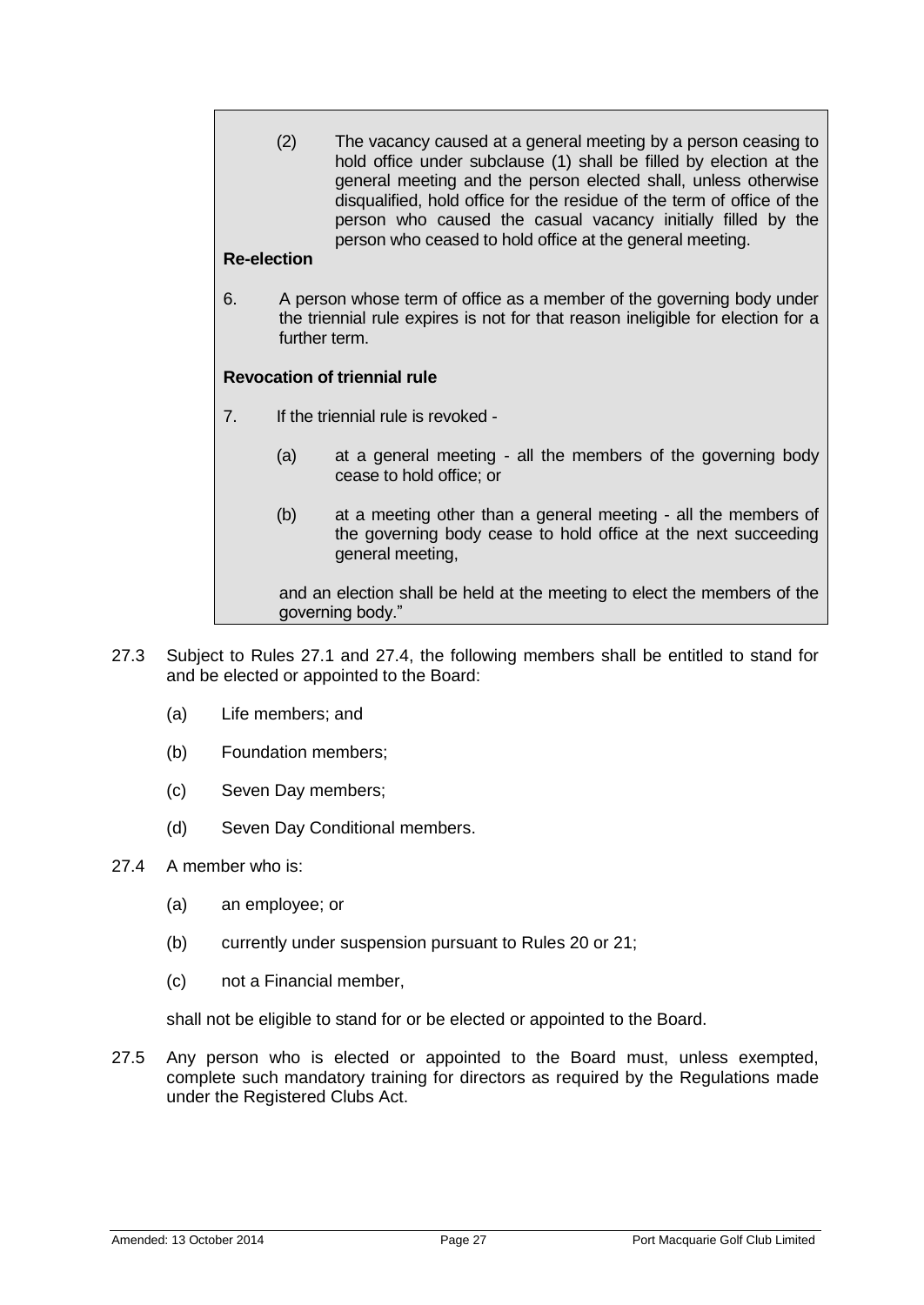(2) The vacancy caused at a general meeting by a person ceasing to hold office under subclause (1) shall be filled by election at the general meeting and the person elected shall, unless otherwise disqualified, hold office for the residue of the term of office of the person who caused the casual vacancy initially filled by the person who ceased to hold office at the general meeting.

**Re-election**

6. A person whose term of office as a member of the governing body under the triennial rule expires is not for that reason ineligible for election for a further term.

**Revocation of triennial rule**

7. If the triennial rule is revoked -

   (a) at a general meeting - all the members of the governing body cease to hold office; or

   (b) at a meeting other than a general meeting - all the members of the governing body cease to hold office at the next succeeding general meeting,

   and an election shall be held at the meeting to elect the members of the governing body."

27.3 Subject to Rules 27.1 and 27.4, the following members shall be entitled to stand for and be elected or appointed to the Board:

   (a) Life members; and

   (b) Foundation members;

   (c) Seven Day members;

   (d) Seven Day Conditional members.

27.4 A member who is:

   (a) an employee; or

   (b) currently under suspension pursuant to Rules 20 or 21;

   (c) not a Financial member,

   shall not be eligible to stand for or be elected or appointed to the Board.

27.5 Any person who is elected or appointed to the Board must, unless exempted, complete such mandatory training for directors as required by the Regulations made under the Registered Clubs Act.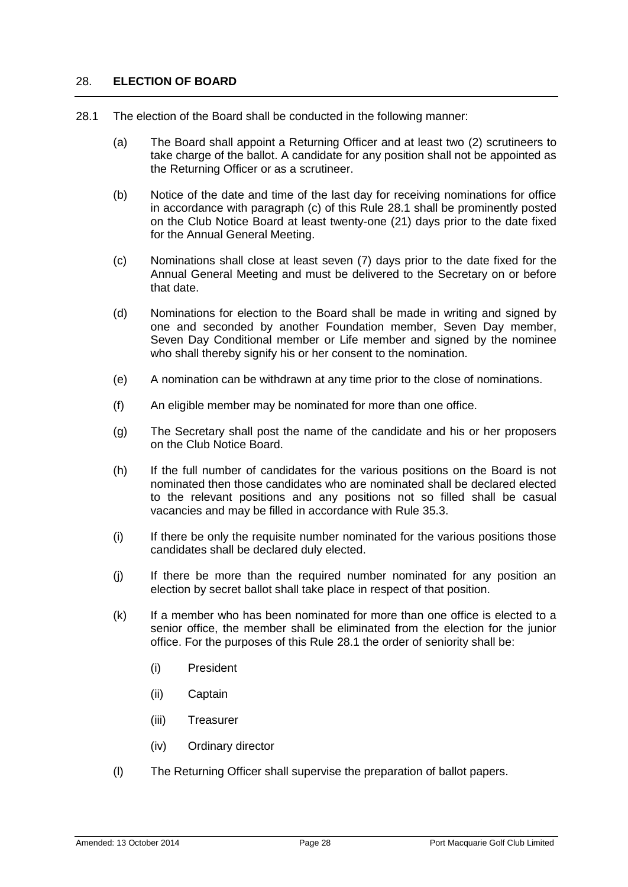## 28. ELECTION OF BOARD

28.1 The election of the Board shall be conducted in the following manner:

(a) The Board shall appoint a Returning Officer and at least two (2) scrutineers to take charge of the ballot. A candidate for any position shall not be appointed as the Returning Officer or as a scrutineer.

(b) Notice of the date and time of the last day for receiving nominations for office in accordance with paragraph (c) of this Rule 28.1 shall be prominently posted on the Club Notice Board at least twenty-one (21) days prior to the date fixed for the Annual General Meeting.

(c) Nominations shall close at least seven (7) days prior to the date fixed for the Annual General Meeting and must be delivered to the Secretary on or before that date.

(d) Nominations for election to the Board shall be made in writing and signed by one and seconded by another Foundation member, Seven Day member, Seven Day Conditional member or Life member and signed by the nominee who shall thereby signify his or her consent to the nomination.

(e) A nomination can be withdrawn at any time prior to the close of nominations.

(f) An eligible member may be nominated for more than one office.

(g) The Secretary shall post the name of the candidate and his or her proposers on the Club Notice Board.

(h) If the full number of candidates for the various positions on the Board is not nominated then those candidates who are nominated shall be declared elected to the relevant positions and any positions not so filled shall be casual vacancies and may be filled in accordance with Rule 35.3.

(i) If there be only the requisite number nominated for the various positions those candidates shall be declared duly elected.

(j) If there be more than the required number nominated for any position an election by secret ballot shall take place in respect of that position.

(k) If a member who has been nominated for more than one office is elected to a senior office, the member shall be eliminated from the election for the junior office. For the purposes of this Rule 28.1 the order of seniority shall be:

   (i) President

   (ii) Captain

   (iii) Treasurer

   (iv) Ordinary director

(l) The Returning Officer shall supervise the preparation of ballot papers.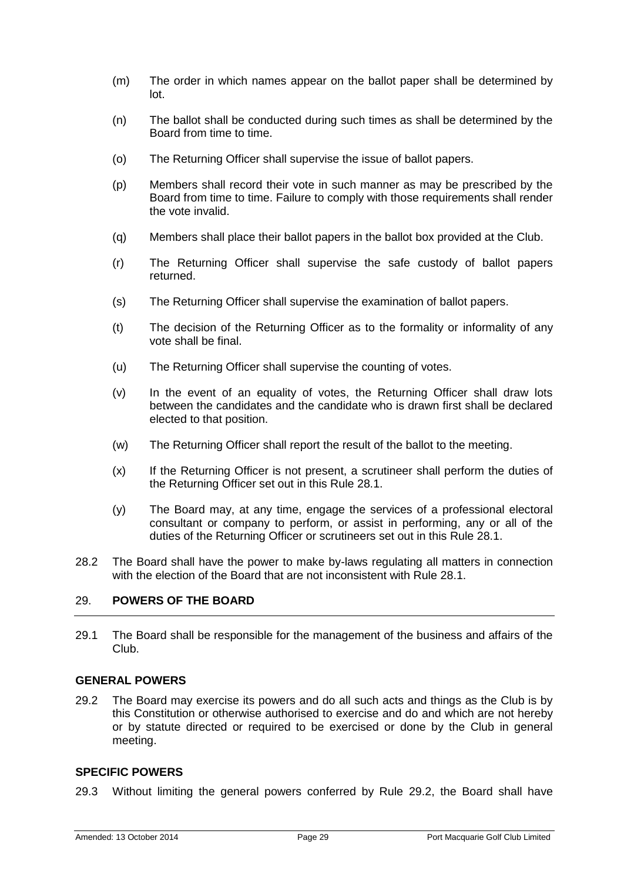(m) The order in which names appear on the ballot paper shall be determined by lot.

(n) The ballot shall be conducted during such times as shall be determined by the Board from time to time.

(o) The Returning Officer shall supervise the issue of ballot papers.

(p) Members shall record their vote in such manner as may be prescribed by the Board from time to time. Failure to comply with those requirements shall render the vote invalid.

(q) Members shall place their ballot papers in the ballot box provided at the Club.

(r) The Returning Officer shall supervise the safe custody of ballot papers returned.

(s) The Returning Officer shall supervise the examination of ballot papers.

(t) The decision of the Returning Officer as to the formality or informality of any vote shall be final.

(u) The Returning Officer shall supervise the counting of votes.

(v) In the event of an equality of votes, the Returning Officer shall draw lots between the candidates and the candidate who is drawn first shall be declared elected to that position.

(w) The Returning Officer shall report the result of the ballot to the meeting.

(x) If the Returning Officer is not present, a scrutineer shall perform the duties of the Returning Officer set out in this Rule 28.1.

(y) The Board may, at any time, engage the services of a professional electoral consultant or company to perform, or assist in performing, any or all of the duties of the Returning Officer or scrutineers set out in this Rule 28.1.

28.2 The Board shall have the power to make by-laws regulating all matters in connection with the election of the Board that are not inconsistent with Rule 28.1.

## 29. POWERS OF THE BOARD

29.1 The Board shall be responsible for the management of the business and affairs of the Club.

### GENERAL POWERS

29.2 The Board may exercise its powers and do all such acts and things as the Club is by this Constitution or otherwise authorised to exercise and do and which are not hereby or by statute directed or required to be exercised or done by the Club in general meeting.

### SPECIFIC POWERS

29.3 Without limiting the general powers conferred by Rule 29.2, the Board shall have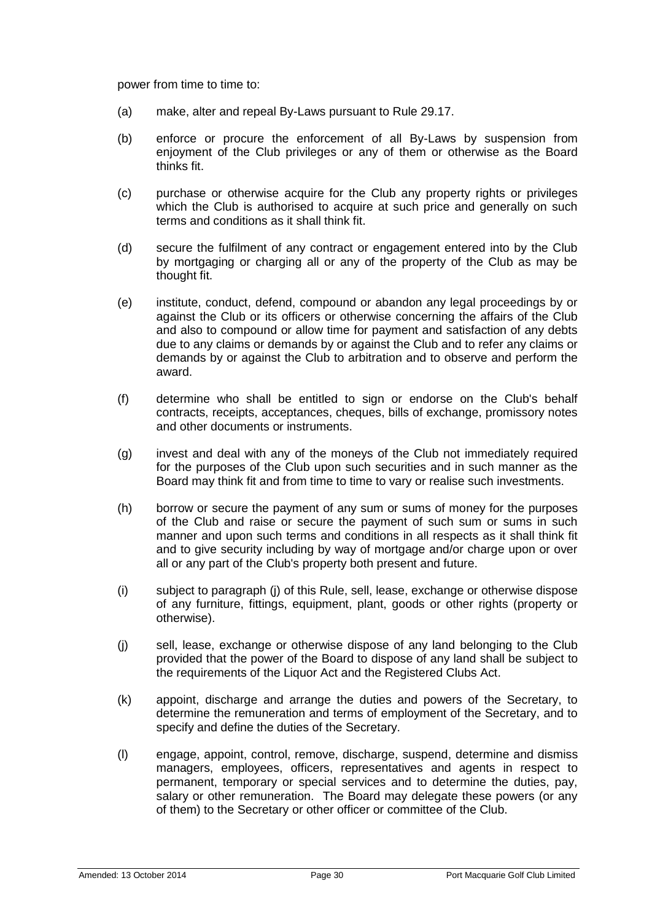power from time to time to:

(a) make, alter and repeal By-Laws pursuant to Rule 29.17.

(b) enforce or procure the enforcement of all By-Laws by suspension from enjoyment of the Club privileges or any of them or otherwise as the Board thinks fit.

(c) purchase or otherwise acquire for the Club any property rights or privileges which the Club is authorised to acquire at such price and generally on such terms and conditions as it shall think fit.

(d) secure the fulfilment of any contract or engagement entered into by the Club by mortgaging or charging all or any of the property of the Club as may be thought fit.

(e) institute, conduct, defend, compound or abandon any legal proceedings by or against the Club or its officers or otherwise concerning the affairs of the Club and also to compound or allow time for payment and satisfaction of any debts due to any claims or demands by or against the Club and to refer any claims or demands by or against the Club to arbitration and to observe and perform the award.

(f) determine who shall be entitled to sign or endorse on the Club's behalf contracts, receipts, acceptances, cheques, bills of exchange, promissory notes and other documents or instruments.

(g) invest and deal with any of the moneys of the Club not immediately required for the purposes of the Club upon such securities and in such manner as the Board may think fit and from time to time to vary or realise such investments.

(h) borrow or secure the payment of any sum or sums of money for the purposes of the Club and raise or secure the payment of such sum or sums in such manner and upon such terms and conditions in all respects as it shall think fit and to give security including by way of mortgage and/or charge upon or over all or any part of the Club's property both present and future.

(i) subject to paragraph (j) of this Rule, sell, lease, exchange or otherwise dispose of any furniture, fittings, equipment, plant, goods or other rights (property or otherwise).

(j) sell, lease, exchange or otherwise dispose of any land belonging to the Club provided that the power of the Board to dispose of any land shall be subject to the requirements of the Liquor Act and the Registered Clubs Act.

(k) appoint, discharge and arrange the duties and powers of the Secretary, to determine the remuneration and terms of employment of the Secretary, and to specify and define the duties of the Secretary.

(l) engage, appoint, control, remove, discharge, suspend, determine and dismiss managers, employees, officers, representatives and agents in respect to permanent, temporary or special services and to determine the duties, pay, salary or other remuneration. The Board may delegate these powers (or any of them) to the Secretary or other officer or committee of the Club.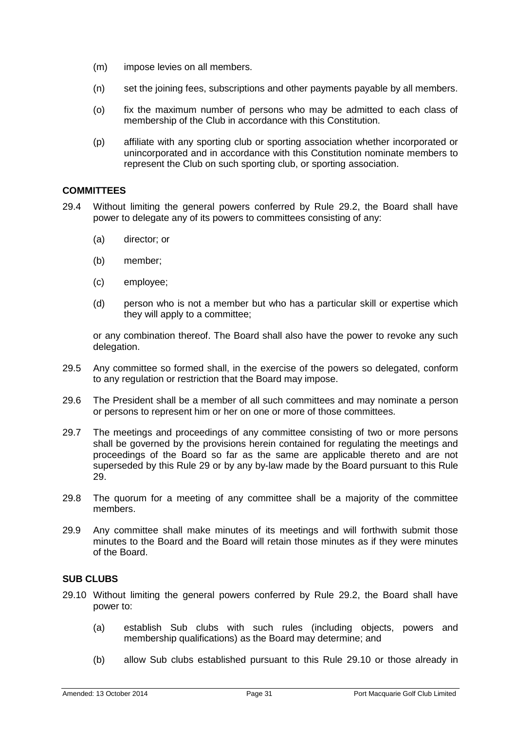(m) impose levies on all members.

(n) set the joining fees, subscriptions and other payments payable by all members.

(o) fix the maximum number of persons who may be admitted to each class of membership of the Club in accordance with this Constitution.

(p) affiliate with any sporting club or sporting association whether incorporated or unincorporated and in accordance with this Constitution nominate members to represent the Club on such sporting club, or sporting association.

**COMMITTEES**

29.4 Without limiting the general powers conferred by Rule 29.2, the Board shall have power to delegate any of its powers to committees consisting of any:

(a) director; or

(b) member;

(c) employee;

(d) person who is not a member but who has a particular skill or expertise which they will apply to a committee;

or any combination thereof. The Board shall also have the power to revoke any such delegation.

29.5 Any committee so formed shall, in the exercise of the powers so delegated, conform to any regulation or restriction that the Board may impose.

29.6 The President shall be a member of all such committees and may nominate a person or persons to represent him or her on one or more of those committees.

29.7 The meetings and proceedings of any committee consisting of two or more persons shall be governed by the provisions herein contained for regulating the meetings and proceedings of the Board so far as the same are applicable thereto and are not superseded by this Rule 29 or by any by-law made by the Board pursuant to this Rule 29.

29.8 The quorum for a meeting of any committee shall be a majority of the committee members.

29.9 Any committee shall make minutes of its meetings and will forthwith submit those minutes to the Board and the Board will retain those minutes as if they were minutes of the Board.

**SUB CLUBS**

29.10 Without limiting the general powers conferred by Rule 29.2, the Board shall have power to:

(a) establish Sub clubs with such rules (including objects, powers and membership qualifications) as the Board may determine; and

(b) allow Sub clubs established pursuant to this Rule 29.10 or those already in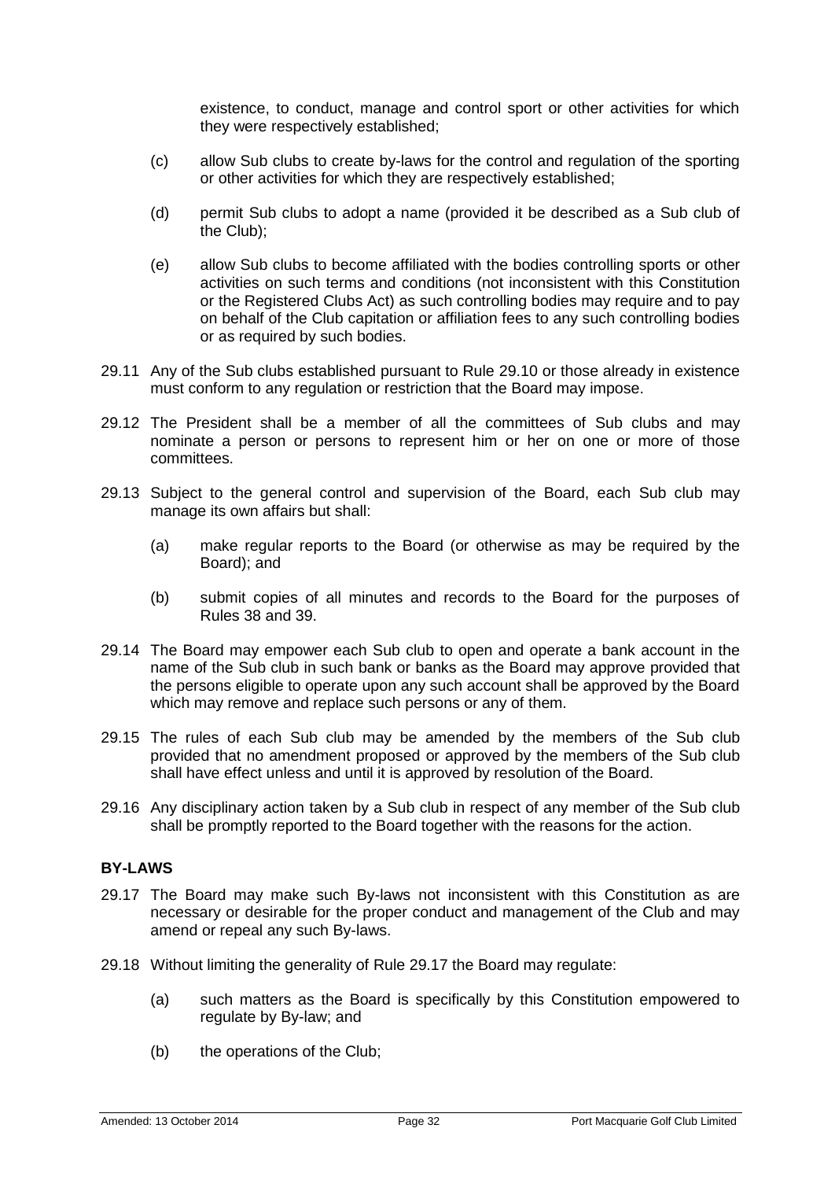existence, to conduct, manage and control sport or other activities for which they were respectively established;

(c) allow Sub clubs to create by-laws for the control and regulation of the sporting or other activities for which they are respectively established;

(d) permit Sub clubs to adopt a name (provided it be described as a Sub club of the Club);

(e) allow Sub clubs to become affiliated with the bodies controlling sports or other activities on such terms and conditions (not inconsistent with this Constitution or the Registered Clubs Act) as such controlling bodies may require and to pay on behalf of the Club capitation or affiliation fees to any such controlling bodies or as required by such bodies.

29.11 Any of the Sub clubs established pursuant to Rule 29.10 or those already in existence must conform to any regulation or restriction that the Board may impose.

29.12 The President shall be a member of all the committees of Sub clubs and may nominate a person or persons to represent him or her on one or more of those committees.

29.13 Subject to the general control and supervision of the Board, each Sub club may manage its own affairs but shall:

(a) make regular reports to the Board (or otherwise as may be required by the Board); and

(b) submit copies of all minutes and records to the Board for the purposes of Rules 38 and 39.

29.14 The Board may empower each Sub club to open and operate a bank account in the name of the Sub club in such bank or banks as the Board may approve provided that the persons eligible to operate upon any such account shall be approved by the Board which may remove and replace such persons or any of them.

29.15 The rules of each Sub club may be amended by the members of the Sub club provided that no amendment proposed or approved by the members of the Sub club shall have effect unless and until it is approved by resolution of the Board.

29.16 Any disciplinary action taken by a Sub club in respect of any member of the Sub club shall be promptly reported to the Board together with the reasons for the action.

**BY-LAWS**

29.17 The Board may make such By-laws not inconsistent with this Constitution as are necessary or desirable for the proper conduct and management of the Club and may amend or repeal any such By-laws.

29.18 Without limiting the generality of Rule 29.17 the Board may regulate:

(a) such matters as the Board is specifically by this Constitution empowered to regulate by By-law; and

(b) the operations of the Club;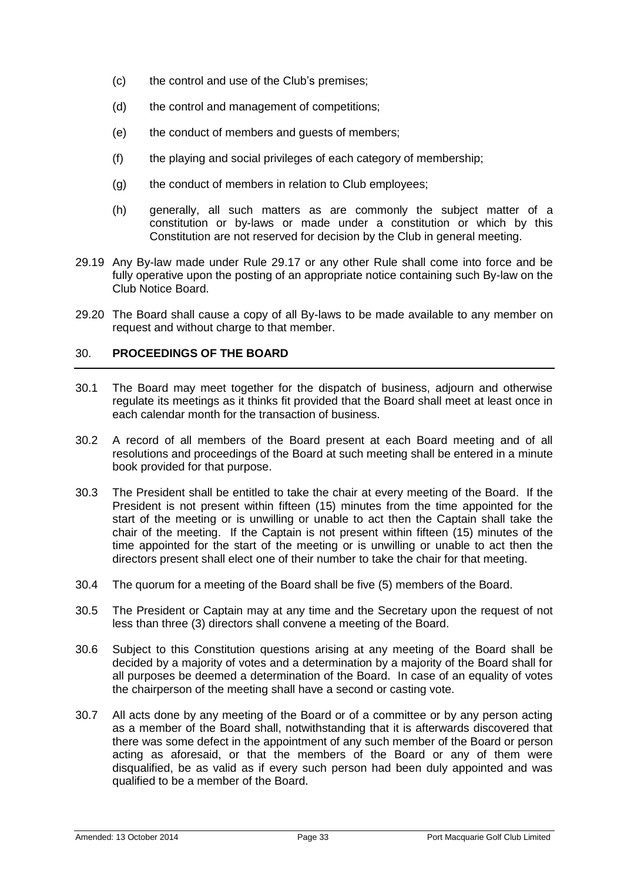(c) the control and use of the Club's premises;

(d) the control and management of competitions;

(e) the conduct of members and guests of members;

(f) the playing and social privileges of each category of membership;

(g) the conduct of members in relation to Club employees;

(h) generally, all such matters as are commonly the subject matter of a constitution or by-laws or made under a constitution or which by this Constitution are not reserved for decision by the Club in general meeting.

29.19 Any By-law made under Rule 29.17 or any other Rule shall come into force and be fully operative upon the posting of an appropriate notice containing such By-law on the Club Notice Board.

29.20 The Board shall cause a copy of all By-laws to be made available to any member on request and without charge to that member.

## 30. PROCEEDINGS OF THE BOARD

30.1 The Board may meet together for the dispatch of business, adjourn and otherwise regulate its meetings as it thinks fit provided that the Board shall meet at least once in each calendar month for the transaction of business.

30.2 A record of all members of the Board present at each Board meeting and of all resolutions and proceedings of the Board at such meeting shall be entered in a minute book provided for that purpose.

30.3 The President shall be entitled to take the chair at every meeting of the Board. If the President is not present within fifteen (15) minutes from the time appointed for the start of the meeting or is unwilling or unable to act then the Captain shall take the chair of the meeting. If the Captain is not present within fifteen (15) minutes of the time appointed for the start of the meeting or is unwilling or unable to act then the directors present shall elect one of their number to take the chair for that meeting.

30.4 The quorum for a meeting of the Board shall be five (5) members of the Board.

30.5 The President or Captain may at any time and the Secretary upon the request of not less than three (3) directors shall convene a meeting of the Board.

30.6 Subject to this Constitution questions arising at any meeting of the Board shall be decided by a majority of votes and a determination by a majority of the Board shall for all purposes be deemed a determination of the Board. In case of an equality of votes the chairperson of the meeting shall have a second or casting vote.

30.7 All acts done by any meeting of the Board or of a committee or by any person acting as a member of the Board shall, notwithstanding that it is afterwards discovered that there was some defect in the appointment of any such member of the Board or person acting as aforesaid, or that the members of the Board or any of them were disqualified, be as valid as if every such person had been duly appointed and was qualified to be a member of the Board.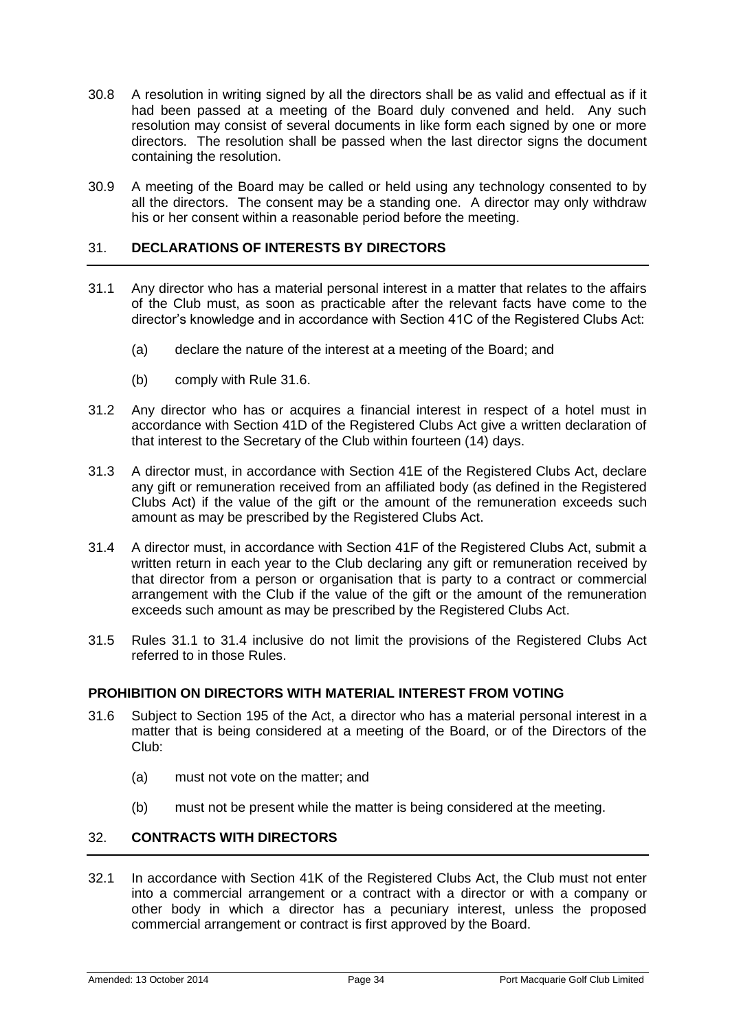30.8 A resolution in writing signed by all the directors shall be as valid and effectual as if it had been passed at a meeting of the Board duly convened and held. Any such resolution may consist of several documents in like form each signed by one or more directors. The resolution shall be passed when the last director signs the document containing the resolution.

30.9 A meeting of the Board may be called or held using any technology consented to by all the directors. The consent may be a standing one. A director may only withdraw his or her consent within a reasonable period before the meeting.

## 31. DECLARATIONS OF INTERESTS BY DIRECTORS

31.1 Any director who has a material personal interest in a matter that relates to the affairs of the Club must, as soon as practicable after the relevant facts have come to the director's knowledge and in accordance with Section 41C of the Registered Clubs Act:

(a) declare the nature of the interest at a meeting of the Board; and

(b) comply with Rule 31.6.

31.2 Any director who has or acquires a financial interest in respect of a hotel must in accordance with Section 41D of the Registered Clubs Act give a written declaration of that interest to the Secretary of the Club within fourteen (14) days.

31.3 A director must, in accordance with Section 41E of the Registered Clubs Act, declare any gift or remuneration received from an affiliated body (as defined in the Registered Clubs Act) if the value of the gift or the amount of the remuneration exceeds such amount as may be prescribed by the Registered Clubs Act.

31.4 A director must, in accordance with Section 41F of the Registered Clubs Act, submit a written return in each year to the Club declaring any gift or remuneration received by that director from a person or organisation that is party to a contract or commercial arrangement with the Club if the value of the gift or the amount of the remuneration exceeds such amount as may be prescribed by the Registered Clubs Act.

31.5 Rules 31.1 to 31.4 inclusive do not limit the provisions of the Registered Clubs Act referred to in those Rules.

### PROHIBITION ON DIRECTORS WITH MATERIAL INTEREST FROM VOTING

31.6 Subject to Section 195 of the Act, a director who has a material personal interest in a matter that is being considered at a meeting of the Board, or of the Directors of the Club:

(a) must not vote on the matter; and

(b) must not be present while the matter is being considered at the meeting.

## 32. CONTRACTS WITH DIRECTORS

32.1 In accordance with Section 41K of the Registered Clubs Act, the Club must not enter into a commercial arrangement or a contract with a director or with a company or other body in which a director has a pecuniary interest, unless the proposed commercial arrangement or contract is first approved by the Board.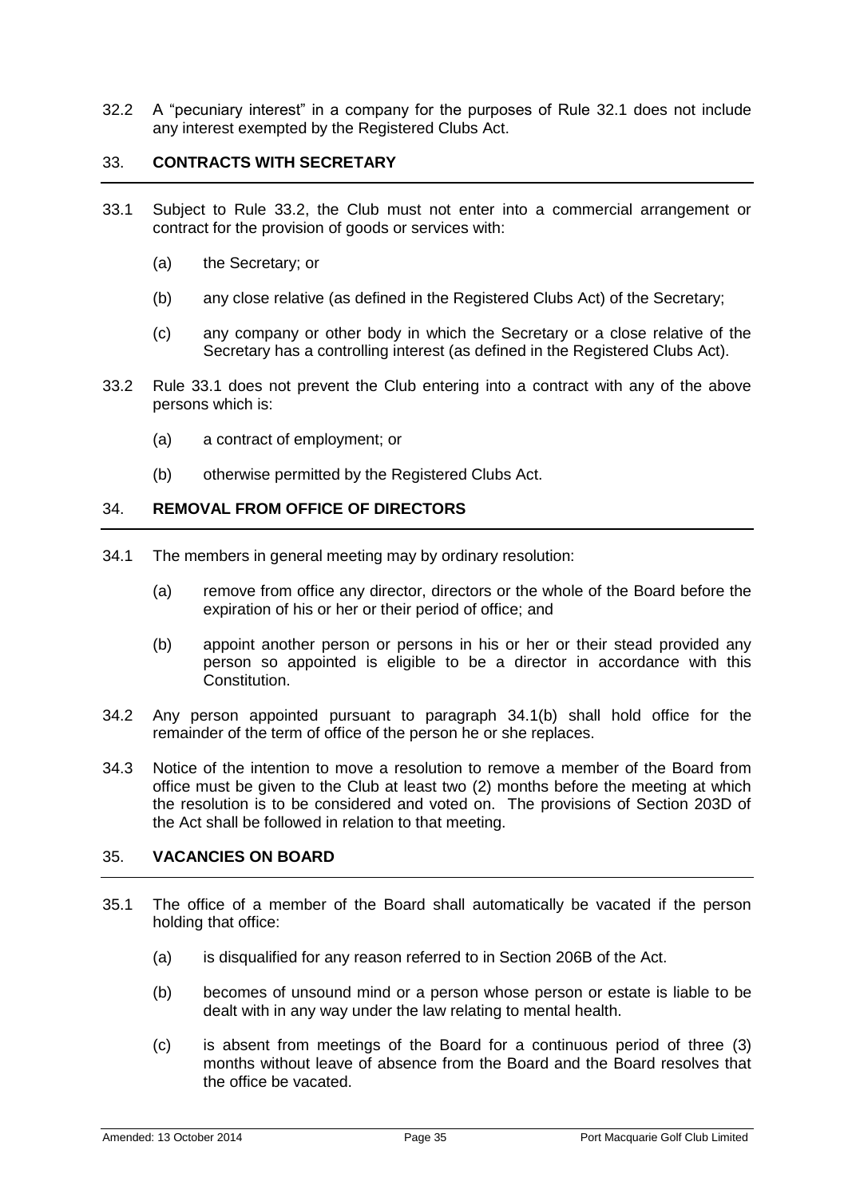32.2 A "pecuniary interest" in a company for the purposes of Rule 32.1 does not include any interest exempted by the Registered Clubs Act.

## 33. CONTRACTS WITH SECRETARY

33.1 Subject to Rule 33.2, the Club must not enter into a commercial arrangement or contract for the provision of goods or services with:

(a) the Secretary; or

(b) any close relative (as defined in the Registered Clubs Act) of the Secretary;

(c) any company or other body in which the Secretary or a close relative of the Secretary has a controlling interest (as defined in the Registered Clubs Act).

33.2 Rule 33.1 does not prevent the Club entering into a contract with any of the above persons which is:

(a) a contract of employment; or

(b) otherwise permitted by the Registered Clubs Act.

## 34. REMOVAL FROM OFFICE OF DIRECTORS

34.1 The members in general meeting may by ordinary resolution:

(a) remove from office any director, directors or the whole of the Board before the expiration of his or her or their period of office; and

(b) appoint another person or persons in his or her or their stead provided any person so appointed is eligible to be a director in accordance with this Constitution.

34.2 Any person appointed pursuant to paragraph 34.1(b) shall hold office for the remainder of the term of office of the person he or she replaces.

34.3 Notice of the intention to move a resolution to remove a member of the Board from office must be given to the Club at least two (2) months before the meeting at which the resolution is to be considered and voted on. The provisions of Section 203D of the Act shall be followed in relation to that meeting.

## 35. VACANCIES ON BOARD

35.1 The office of a member of the Board shall automatically be vacated if the person holding that office:

(a) is disqualified for any reason referred to in Section 206B of the Act.

(b) becomes of unsound mind or a person whose person or estate is liable to be dealt with in any way under the law relating to mental health.

(c) is absent from meetings of the Board for a continuous period of three (3) months without leave of absence from the Board and the Board resolves that the office be vacated.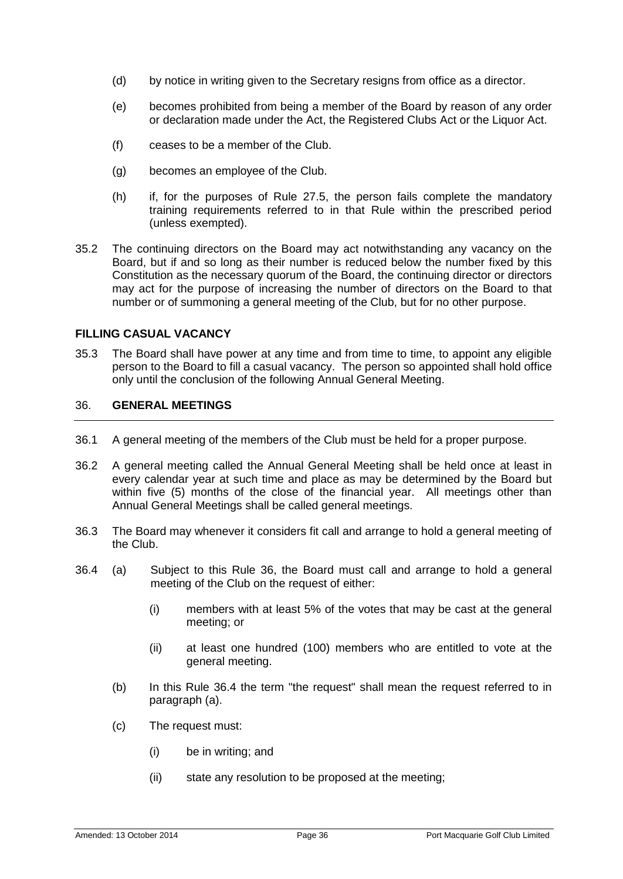(d) by notice in writing given to the Secretary resigns from office as a director.

(e) becomes prohibited from being a member of the Board by reason of any order or declaration made under the Act, the Registered Clubs Act or the Liquor Act.

(f) ceases to be a member of the Club.

(g) becomes an employee of the Club.

(h) if, for the purposes of Rule 27.5, the person fails complete the mandatory training requirements referred to in that Rule within the prescribed period (unless exempted).

35.2 The continuing directors on the Board may act notwithstanding any vacancy on the Board, but if and so long as their number is reduced below the number fixed by this Constitution as the necessary quorum of the Board, the continuing director or directors may act for the purpose of increasing the number of directors on the Board to that number or of summoning a general meeting of the Club, but for no other purpose.

**FILLING CASUAL VACANCY**

35.3 The Board shall have power at any time and from time to time, to appoint any eligible person to the Board to fill a casual vacancy. The person so appointed shall hold office only until the conclusion of the following Annual General Meeting.

## 36. GENERAL MEETINGS

36.1 A general meeting of the members of the Club must be held for a proper purpose.

36.2 A general meeting called the Annual General Meeting shall be held once at least in every calendar year at such time and place as may be determined by the Board but within five (5) months of the close of the financial year. All meetings other than Annual General Meetings shall be called general meetings.

36.3 The Board may whenever it considers fit call and arrange to hold a general meeting of the Club.

36.4 (a) Subject to this Rule 36, the Board must call and arrange to hold a general meeting of the Club on the request of either:

(i) members with at least 5% of the votes that may be cast at the general meeting; or

(ii) at least one hundred (100) members who are entitled to vote at the general meeting.

(b) In this Rule 36.4 the term "the request" shall mean the request referred to in paragraph (a).

(c) The request must:

(i) be in writing; and

(ii) state any resolution to be proposed at the meeting;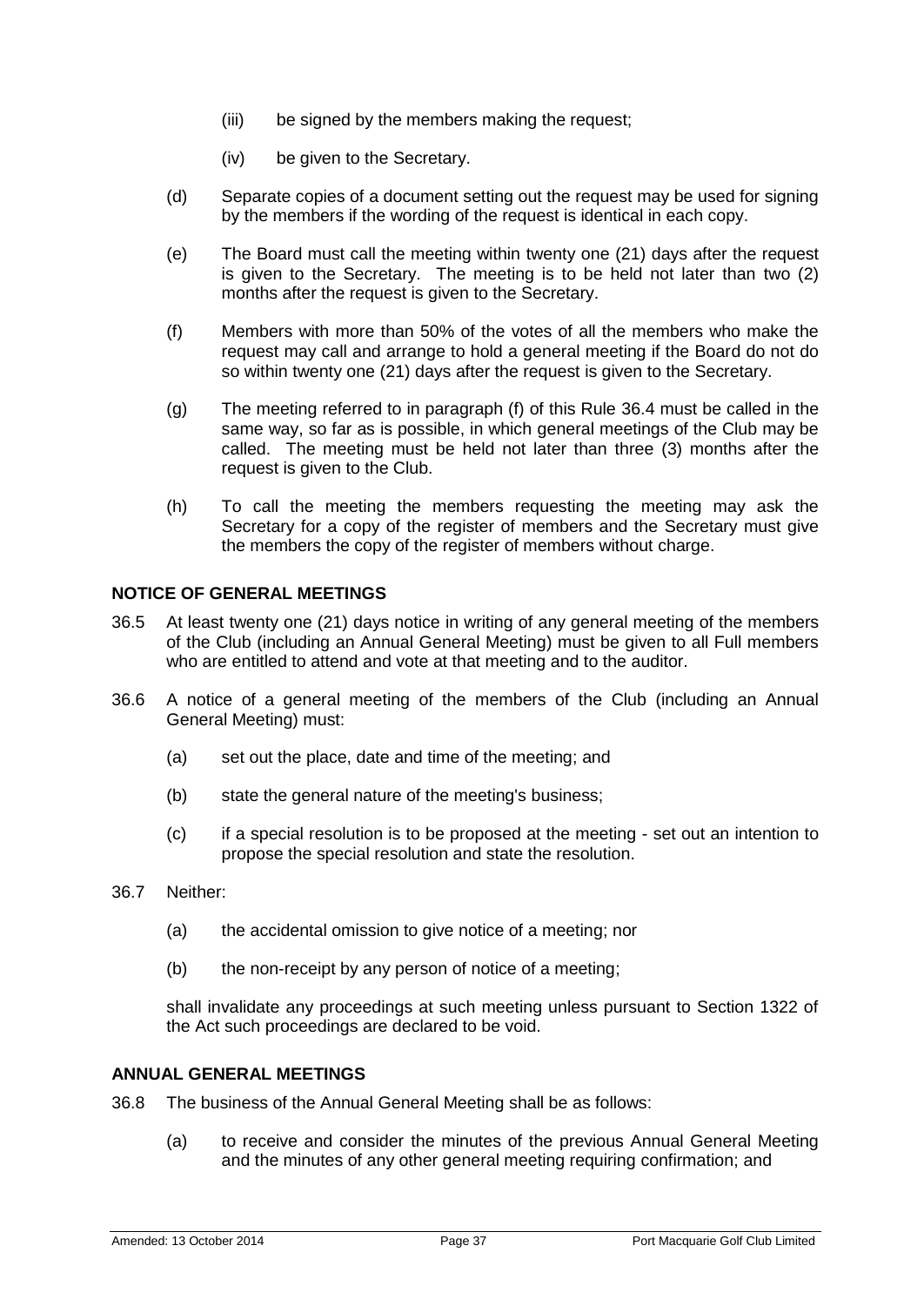(iii) be signed by the members making the request;

(iv) be given to the Secretary.

(d) Separate copies of a document setting out the request may be used for signing by the members if the wording of the request is identical in each copy.

(e) The Board must call the meeting within twenty one (21) days after the request is given to the Secretary. The meeting is to be held not later than two (2) months after the request is given to the Secretary.

(f) Members with more than 50% of the votes of all the members who make the request may call and arrange to hold a general meeting if the Board do not do so within twenty one (21) days after the request is given to the Secretary.

(g) The meeting referred to in paragraph (f) of this Rule 36.4 must be called in the same way, so far as is possible, in which general meetings of the Club may be called. The meeting must be held not later than three (3) months after the request is given to the Club.

(h) To call the meeting the members requesting the meeting may ask the Secretary for a copy of the register of members and the Secretary must give the members the copy of the register of members without charge.

**NOTICE OF GENERAL MEETINGS**

36.5 At least twenty one (21) days notice in writing of any general meeting of the members of the Club (including an Annual General Meeting) must be given to all Full members who are entitled to attend and vote at that meeting and to the auditor.

36.6 A notice of a general meeting of the members of the Club (including an Annual General Meeting) must:

(a) set out the place, date and time of the meeting; and

(b) state the general nature of the meeting's business;

(c) if a special resolution is to be proposed at the meeting - set out an intention to propose the special resolution and state the resolution.

36.7 Neither:

(a) the accidental omission to give notice of a meeting; nor

(b) the non-receipt by any person of notice of a meeting;

shall invalidate any proceedings at such meeting unless pursuant to Section 1322 of the Act such proceedings are declared to be void.

**ANNUAL GENERAL MEETINGS**

36.8 The business of the Annual General Meeting shall be as follows:

(a) to receive and consider the minutes of the previous Annual General Meeting and the minutes of any other general meeting requiring confirmation; and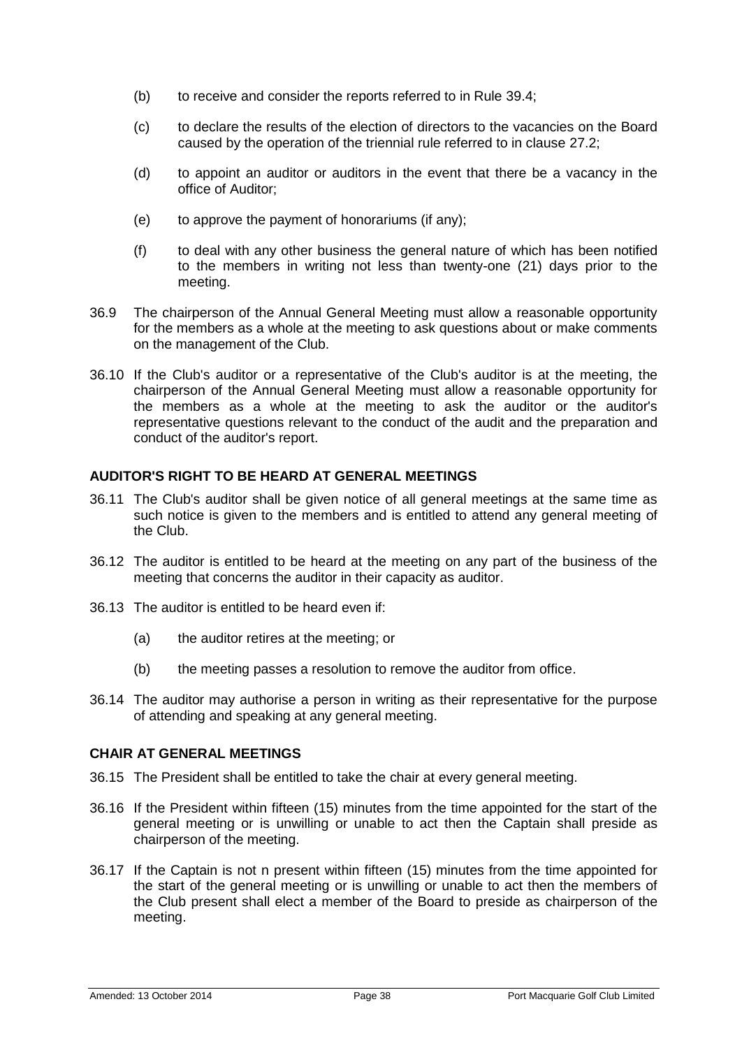(b) to receive and consider the reports referred to in Rule 39.4;

(c) to declare the results of the election of directors to the vacancies on the Board caused by the operation of the triennial rule referred to in clause 27.2;

(d) to appoint an auditor or auditors in the event that there be a vacancy in the office of Auditor;

(e) to approve the payment of honorariums (if any);

(f) to deal with any other business the general nature of which has been notified to the members in writing not less than twenty-one (21) days prior to the meeting.

36.9 The chairperson of the Annual General Meeting must allow a reasonable opportunity for the members as a whole at the meeting to ask questions about or make comments on the management of the Club.

36.10 If the Club's auditor or a representative of the Club's auditor is at the meeting, the chairperson of the Annual General Meeting must allow a reasonable opportunity for the members as a whole at the meeting to ask the auditor or the auditor's representative questions relevant to the conduct of the audit and the preparation and conduct of the auditor's report.

**AUDITOR'S RIGHT TO BE HEARD AT GENERAL MEETINGS**

36.11 The Club's auditor shall be given notice of all general meetings at the same time as such notice is given to the members and is entitled to attend any general meeting of the Club.

36.12 The auditor is entitled to be heard at the meeting on any part of the business of the meeting that concerns the auditor in their capacity as auditor.

36.13 The auditor is entitled to be heard even if:

(a) the auditor retires at the meeting; or

(b) the meeting passes a resolution to remove the auditor from office.

36.14 The auditor may authorise a person in writing as their representative for the purpose of attending and speaking at any general meeting.

**CHAIR AT GENERAL MEETINGS**

36.15 The President shall be entitled to take the chair at every general meeting.

36.16 If the President within fifteen (15) minutes from the time appointed for the start of the general meeting or is unwilling or unable to act then the Captain shall preside as chairperson of the meeting.

36.17 If the Captain is not n present within fifteen (15) minutes from the time appointed for the start of the general meeting or is unwilling or unable to act then the members of the Club present shall elect a member of the Board to preside as chairperson of the meeting.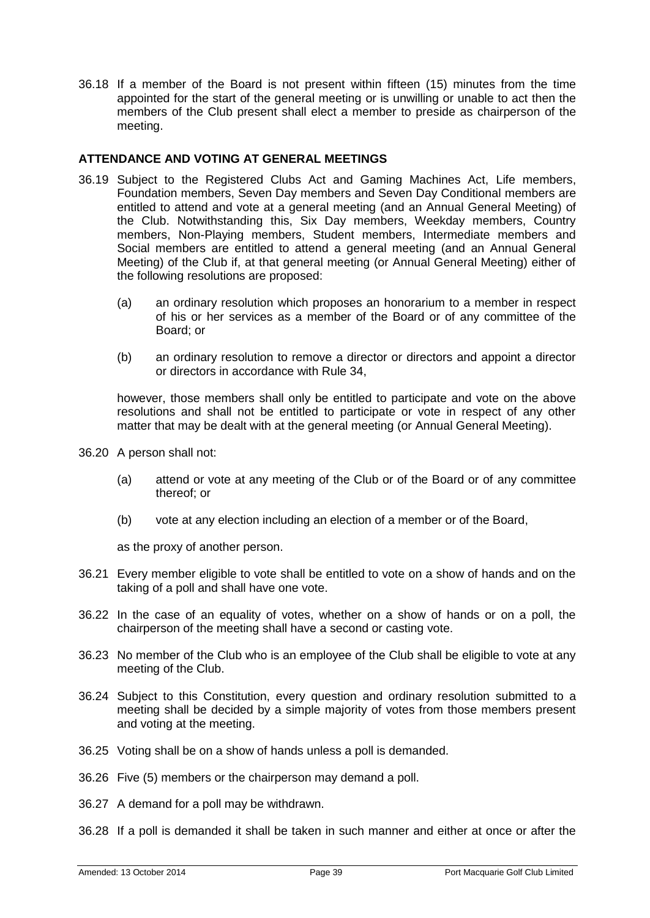36.18 If a member of the Board is not present within fifteen (15) minutes from the time appointed for the start of the general meeting or is unwilling or unable to act then the members of the Club present shall elect a member to preside as chairperson of the meeting.

**ATTENDANCE AND VOTING AT GENERAL MEETINGS**

36.19 Subject to the Registered Clubs Act and Gaming Machines Act, Life members, Foundation members, Seven Day members and Seven Day Conditional members are entitled to attend and vote at a general meeting (and an Annual General Meeting) of the Club. Notwithstanding this, Six Day members, Weekday members, Country members, Non-Playing members, Student members, Intermediate members and Social members are entitled to attend a general meeting (and an Annual General Meeting) of the Club if, at that general meeting (or Annual General Meeting) either of the following resolutions are proposed:

(a) an ordinary resolution which proposes an honorarium to a member in respect of his or her services as a member of the Board or of any committee of the Board; or

(b) an ordinary resolution to remove a director or directors and appoint a director or directors in accordance with Rule 34,

however, those members shall only be entitled to participate and vote on the above resolutions and shall not be entitled to participate or vote in respect of any other matter that may be dealt with at the general meeting (or Annual General Meeting).

36.20 A person shall not:

(a) attend or vote at any meeting of the Club or of the Board or of any committee thereof; or

(b) vote at any election including an election of a member or of the Board,

as the proxy of another person.

36.21 Every member eligible to vote shall be entitled to vote on a show of hands and on the taking of a poll and shall have one vote.

36.22 In the case of an equality of votes, whether on a show of hands or on a poll, the chairperson of the meeting shall have a second or casting vote.

36.23 No member of the Club who is an employee of the Club shall be eligible to vote at any meeting of the Club.

36.24 Subject to this Constitution, every question and ordinary resolution submitted to a meeting shall be decided by a simple majority of votes from those members present and voting at the meeting.

36.25 Voting shall be on a show of hands unless a poll is demanded.

36.26 Five (5) members or the chairperson may demand a poll.

36.27 A demand for a poll may be withdrawn.

36.28 If a poll is demanded it shall be taken in such manner and either at once or after the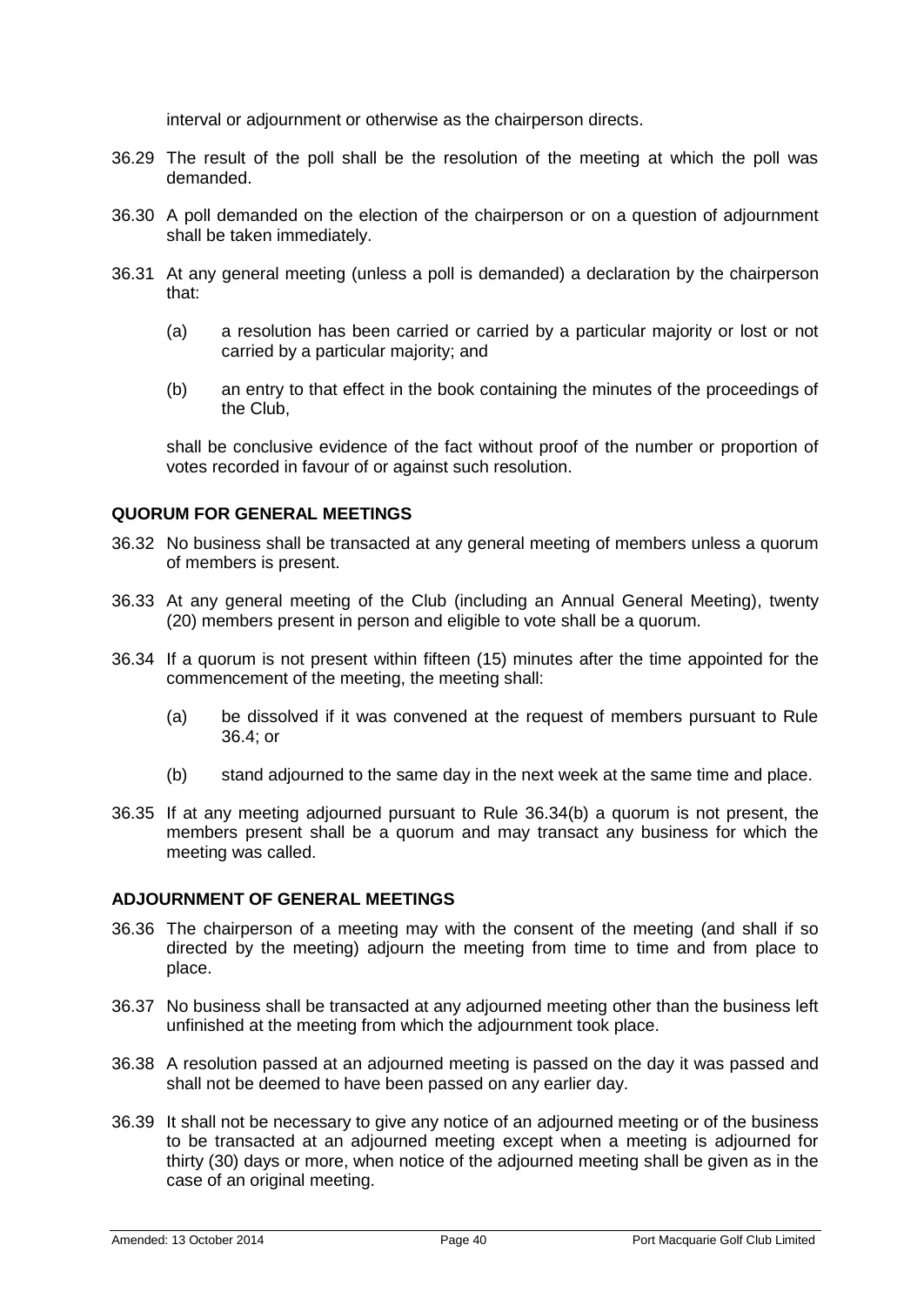interval or adjournment or otherwise as the chairperson directs.

36.29 The result of the poll shall be the resolution of the meeting at which the poll was demanded.

36.30 A poll demanded on the election of the chairperson or on a question of adjournment shall be taken immediately.

36.31 At any general meeting (unless a poll is demanded) a declaration by the chairperson that:

(a) a resolution has been carried or carried by a particular majority or lost or not carried by a particular majority; and

(b) an entry to that effect in the book containing the minutes of the proceedings of the Club,

shall be conclusive evidence of the fact without proof of the number or proportion of votes recorded in favour of or against such resolution.

**QUORUM FOR GENERAL MEETINGS**

36.32 No business shall be transacted at any general meeting of members unless a quorum of members is present.

36.33 At any general meeting of the Club (including an Annual General Meeting), twenty (20) members present in person and eligible to vote shall be a quorum.

36.34 If a quorum is not present within fifteen (15) minutes after the time appointed for the commencement of the meeting, the meeting shall:

(a) be dissolved if it was convened at the request of members pursuant to Rule 36.4; or

(b) stand adjourned to the same day in the next week at the same time and place.

36.35 If at any meeting adjourned pursuant to Rule 36.34(b) a quorum is not present, the members present shall be a quorum and may transact any business for which the meeting was called.

**ADJOURNMENT OF GENERAL MEETINGS**

36.36 The chairperson of a meeting may with the consent of the meeting (and shall if so directed by the meeting) adjourn the meeting from time to time and from place to place.

36.37 No business shall be transacted at any adjourned meeting other than the business left unfinished at the meeting from which the adjournment took place.

36.38 A resolution passed at an adjourned meeting is passed on the day it was passed and shall not be deemed to have been passed on any earlier day.

36.39 It shall not be necessary to give any notice of an adjourned meeting or of the business to be transacted at an adjourned meeting except when a meeting is adjourned for thirty (30) days or more, when notice of the adjourned meeting shall be given as in the case of an original meeting.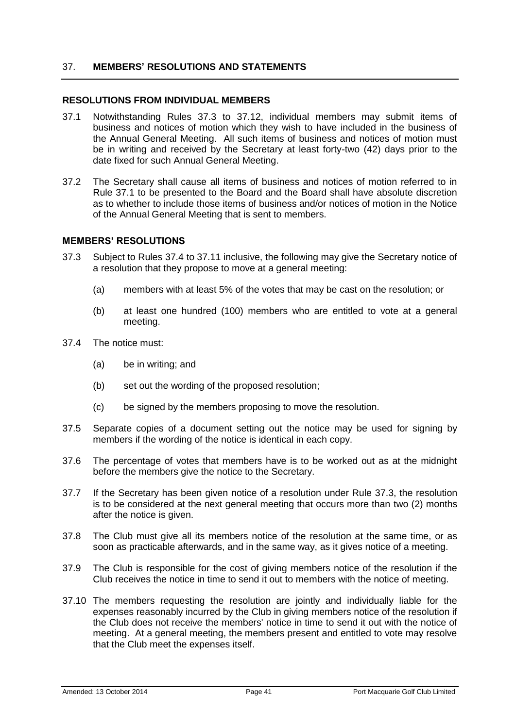## 37. MEMBERS' RESOLUTIONS AND STATEMENTS

### RESOLUTIONS FROM INDIVIDUAL MEMBERS

37.1 Notwithstanding Rules 37.3 to 37.12, individual members may submit items of business and notices of motion which they wish to have included in the business of the Annual General Meeting. All such items of business and notices of motion must be in writing and received by the Secretary at least forty-two (42) days prior to the date fixed for such Annual General Meeting.

37.2 The Secretary shall cause all items of business and notices of motion referred to in Rule 37.1 to be presented to the Board and the Board shall have absolute discretion as to whether to include those items of business and/or notices of motion in the Notice of the Annual General Meeting that is sent to members.

### MEMBERS' RESOLUTIONS

37.3 Subject to Rules 37.4 to 37.11 inclusive, the following may give the Secretary notice of a resolution that they propose to move at a general meeting:

(a) members with at least 5% of the votes that may be cast on the resolution; or

(b) at least one hundred (100) members who are entitled to vote at a general meeting.

37.4 The notice must:

(a) be in writing; and

(b) set out the wording of the proposed resolution;

(c) be signed by the members proposing to move the resolution.

37.5 Separate copies of a document setting out the notice may be used for signing by members if the wording of the notice is identical in each copy.

37.6 The percentage of votes that members have is to be worked out as at the midnight before the members give the notice to the Secretary.

37.7 If the Secretary has been given notice of a resolution under Rule 37.3, the resolution is to be considered at the next general meeting that occurs more than two (2) months after the notice is given.

37.8 The Club must give all its members notice of the resolution at the same time, or as soon as practicable afterwards, and in the same way, as it gives notice of a meeting.

37.9 The Club is responsible for the cost of giving members notice of the resolution if the Club receives the notice in time to send it out to members with the notice of meeting.

37.10 The members requesting the resolution are jointly and individually liable for the expenses reasonably incurred by the Club in giving members notice of the resolution if the Club does not receive the members' notice in time to send it out with the notice of meeting. At a general meeting, the members present and entitled to vote may resolve that the Club meet the expenses itself.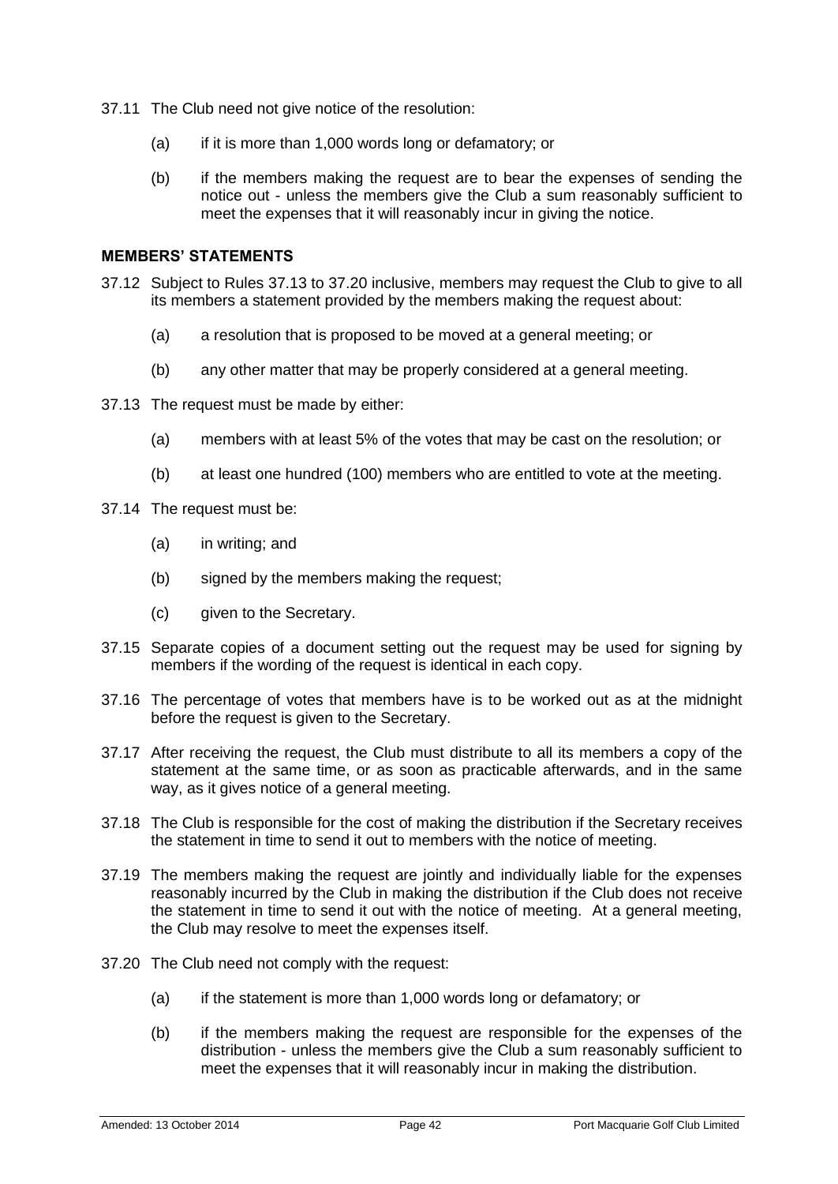37.11 The Club need not give notice of the resolution:

(a) if it is more than 1,000 words long or defamatory; or

(b) if the members making the request are to bear the expenses of sending the notice out - unless the members give the Club a sum reasonably sufficient to meet the expenses that it will reasonably incur in giving the notice.

**MEMBERS' STATEMENTS**

37.12 Subject to Rules 37.13 to 37.20 inclusive, members may request the Club to give to all its members a statement provided by the members making the request about:

(a) a resolution that is proposed to be moved at a general meeting; or

(b) any other matter that may be properly considered at a general meeting.

37.13 The request must be made by either:

(a) members with at least 5% of the votes that may be cast on the resolution; or

(b) at least one hundred (100) members who are entitled to vote at the meeting.

37.14 The request must be:

(a) in writing; and

(b) signed by the members making the request;

(c) given to the Secretary.

37.15 Separate copies of a document setting out the request may be used for signing by members if the wording of the request is identical in each copy.

37.16 The percentage of votes that members have is to be worked out as at the midnight before the request is given to the Secretary.

37.17 After receiving the request, the Club must distribute to all its members a copy of the statement at the same time, or as soon as practicable afterwards, and in the same way, as it gives notice of a general meeting.

37.18 The Club is responsible for the cost of making the distribution if the Secretary receives the statement in time to send it out to members with the notice of meeting.

37.19 The members making the request are jointly and individually liable for the expenses reasonably incurred by the Club in making the distribution if the Club does not receive the statement in time to send it out with the notice of meeting. At a general meeting, the Club may resolve to meet the expenses itself.

37.20 The Club need not comply with the request:

(a) if the statement is more than 1,000 words long or defamatory; or

(b) if the members making the request are responsible for the expenses of the distribution - unless the members give the Club a sum reasonably sufficient to meet the expenses that it will reasonably incur in making the distribution.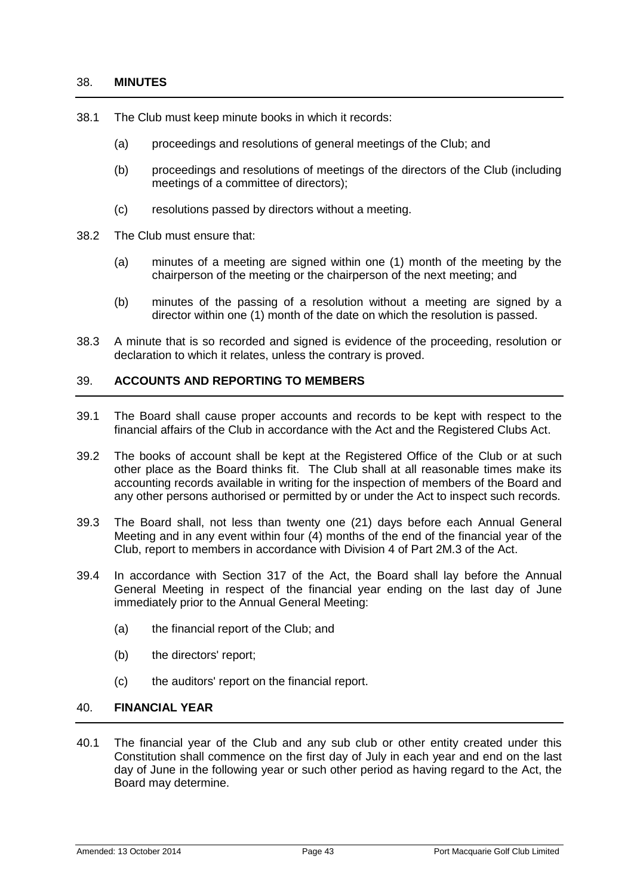## 38. MINUTES

38.1 The Club must keep minute books in which it records:

(a) proceedings and resolutions of general meetings of the Club; and

(b) proceedings and resolutions of meetings of the directors of the Club (including meetings of a committee of directors);

(c) resolutions passed by directors without a meeting.

38.2 The Club must ensure that:

(a) minutes of a meeting are signed within one (1) month of the meeting by the chairperson of the meeting or the chairperson of the next meeting; and

(b) minutes of the passing of a resolution without a meeting are signed by a director within one (1) month of the date on which the resolution is passed.

38.3 A minute that is so recorded and signed is evidence of the proceeding, resolution or declaration to which it relates, unless the contrary is proved.

## 39. ACCOUNTS AND REPORTING TO MEMBERS

39.1 The Board shall cause proper accounts and records to be kept with respect to the financial affairs of the Club in accordance with the Act and the Registered Clubs Act.

39.2 The books of account shall be kept at the Registered Office of the Club or at such other place as the Board thinks fit. The Club shall at all reasonable times make its accounting records available in writing for the inspection of members of the Board and any other persons authorised or permitted by or under the Act to inspect such records.

39.3 The Board shall, not less than twenty one (21) days before each Annual General Meeting and in any event within four (4) months of the end of the financial year of the Club, report to members in accordance with Division 4 of Part 2M.3 of the Act.

39.4 In accordance with Section 317 of the Act, the Board shall lay before the Annual General Meeting in respect of the financial year ending on the last day of June immediately prior to the Annual General Meeting:

(a) the financial report of the Club; and

(b) the directors' report;

(c) the auditors' report on the financial report.

## 40. FINANCIAL YEAR

40.1 The financial year of the Club and any sub club or other entity created under this Constitution shall commence on the first day of July in each year and end on the last day of June in the following year or such other period as having regard to the Act, the Board may determine.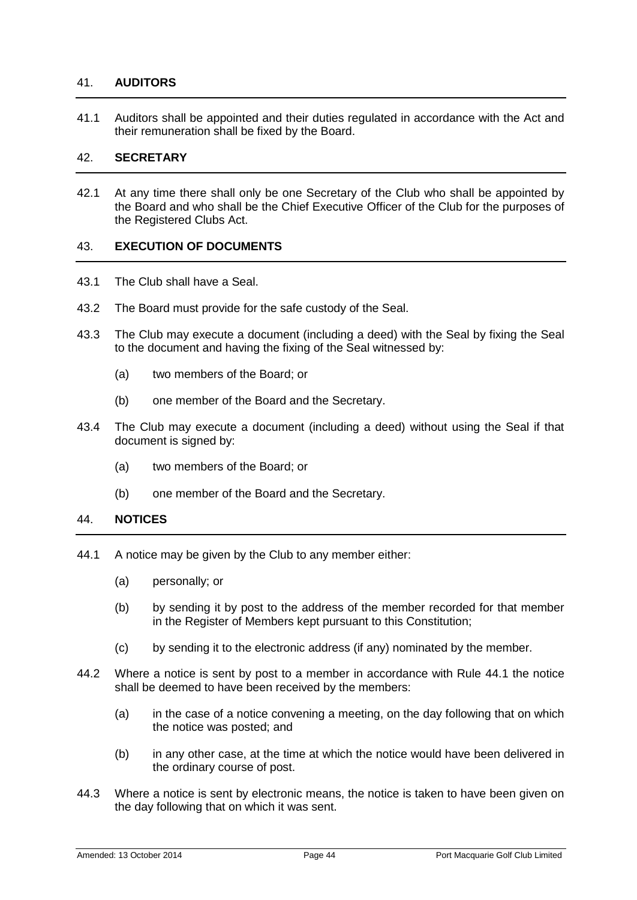## 41. AUDITORS

41.1 Auditors shall be appointed and their duties regulated in accordance with the Act and their remuneration shall be fixed by the Board.

## 42. SECRETARY

42.1 At any time there shall only be one Secretary of the Club who shall be appointed by the Board and who shall be the Chief Executive Officer of the Club for the purposes of the Registered Clubs Act.

## 43. EXECUTION OF DOCUMENTS

43.1 The Club shall have a Seal.

43.2 The Board must provide for the safe custody of the Seal.

43.3 The Club may execute a document (including a deed) with the Seal by fixing the Seal to the document and having the fixing of the Seal witnessed by:

- (a) two members of the Board; or
- (b) one member of the Board and the Secretary.

43.4 The Club may execute a document (including a deed) without using the Seal if that document is signed by:

- (a) two members of the Board; or
- (b) one member of the Board and the Secretary.

## 44. NOTICES

44.1 A notice may be given by the Club to any member either:

- (a) personally; or
- (b) by sending it by post to the address of the member recorded for that member in the Register of Members kept pursuant to this Constitution;
- (c) by sending it to the electronic address (if any) nominated by the member.

44.2 Where a notice is sent by post to a member in accordance with Rule 44.1 the notice shall be deemed to have been received by the members:

- (a) in the case of a notice convening a meeting, on the day following that on which the notice was posted; and
- (b) in any other case, at the time at which the notice would have been delivered in the ordinary course of post.

44.3 Where a notice is sent by electronic means, the notice is taken to have been given on the day following that on which it was sent.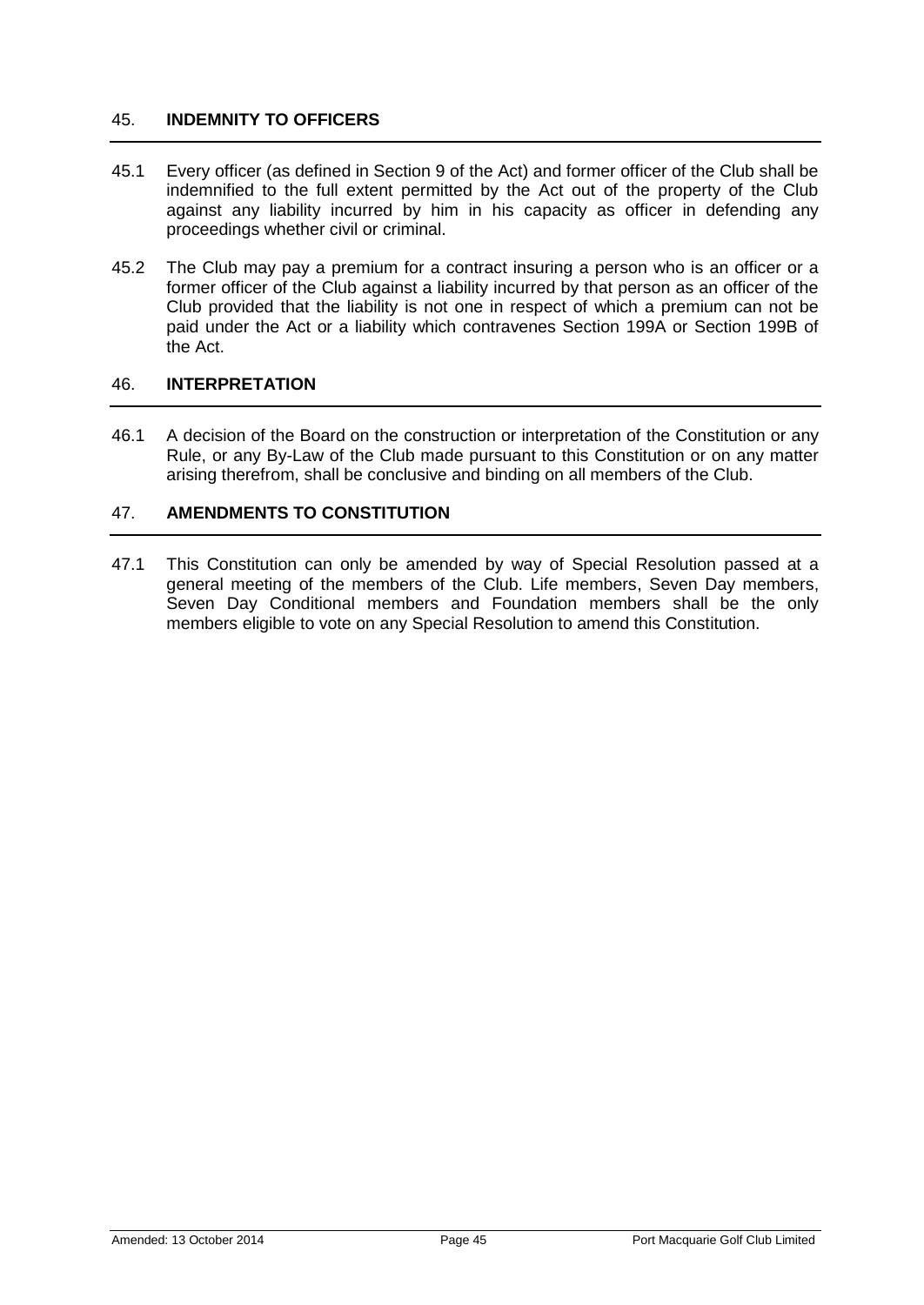## 45. INDEMNITY TO OFFICERS

45.1 Every officer (as defined in Section 9 of the Act) and former officer of the Club shall be indemnified to the full extent permitted by the Act out of the property of the Club against any liability incurred by him in his capacity as officer in defending any proceedings whether civil or criminal.

45.2 The Club may pay a premium for a contract insuring a person who is an officer or a former officer of the Club against a liability incurred by that person as an officer of the Club provided that the liability is not one in respect of which a premium can not be paid under the Act or a liability which contravenes Section 199A or Section 199B of the Act.

## 46. INTERPRETATION

46.1 A decision of the Board on the construction or interpretation of the Constitution or any Rule, or any By-Law of the Club made pursuant to this Constitution or on any matter arising therefrom, shall be conclusive and binding on all members of the Club.

## 47. AMENDMENTS TO CONSTITUTION

47.1 This Constitution can only be amended by way of Special Resolution passed at a general meeting of the members of the Club. Life members, Seven Day members, Seven Day Conditional members and Foundation members shall be the only members eligible to vote on any Special Resolution to amend this Constitution.